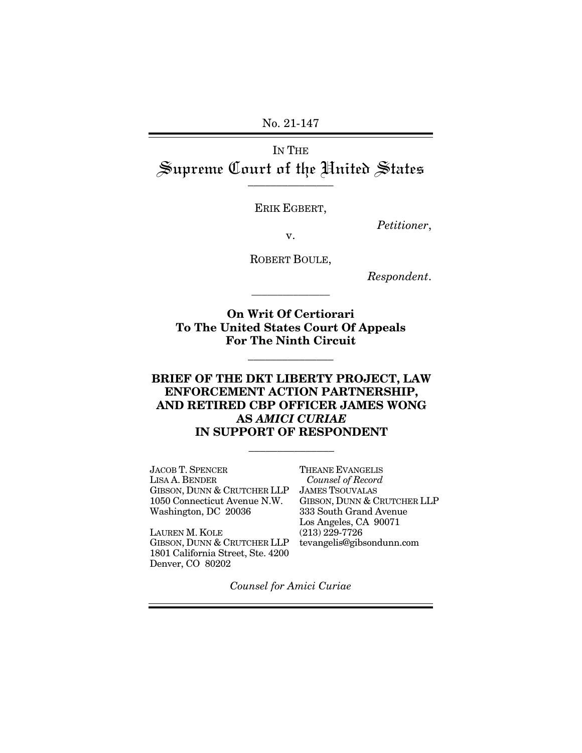No. 21-147

IN THE
# Supreme Court of the United States

ERIK EGBERT,

*Petitioner*,

v.

ROBERT BOULE,

*Respondent*.

**On Writ Of Certiorari To The United States Court Of Appeals For The Ninth Circuit**

## BRIEF OF THE DKT LIBERTY PROJECT, LAW ENFORCEMENT ACTION PARTNERSHIP, AND RETIRED CBP OFFICER JAMES WONG AS *AMICI CURIAE* IN SUPPORT OF RESPONDENT

JACOB T. SPENCER
LISA A. BENDER
GIBSON, DUNN & CRUTCHER LLP
1050 Connecticut Avenue N.W.
Washington, DC 20036

LAUREN M. KOLE
GIBSON, DUNN & CRUTCHER LLP
1801 California Street, Ste. 4200
Denver, CO 80202

THEANE EVANGELIS
*Counsel of Record*
JAMES TSOUVALAS
GIBSON, DUNN & CRUTCHER LLP
333 South Grand Avenue
Los Angeles, CA 90071
(213) 229-7726
tevangelis@gibsondunn.com

*Counsel for Amici Curiae*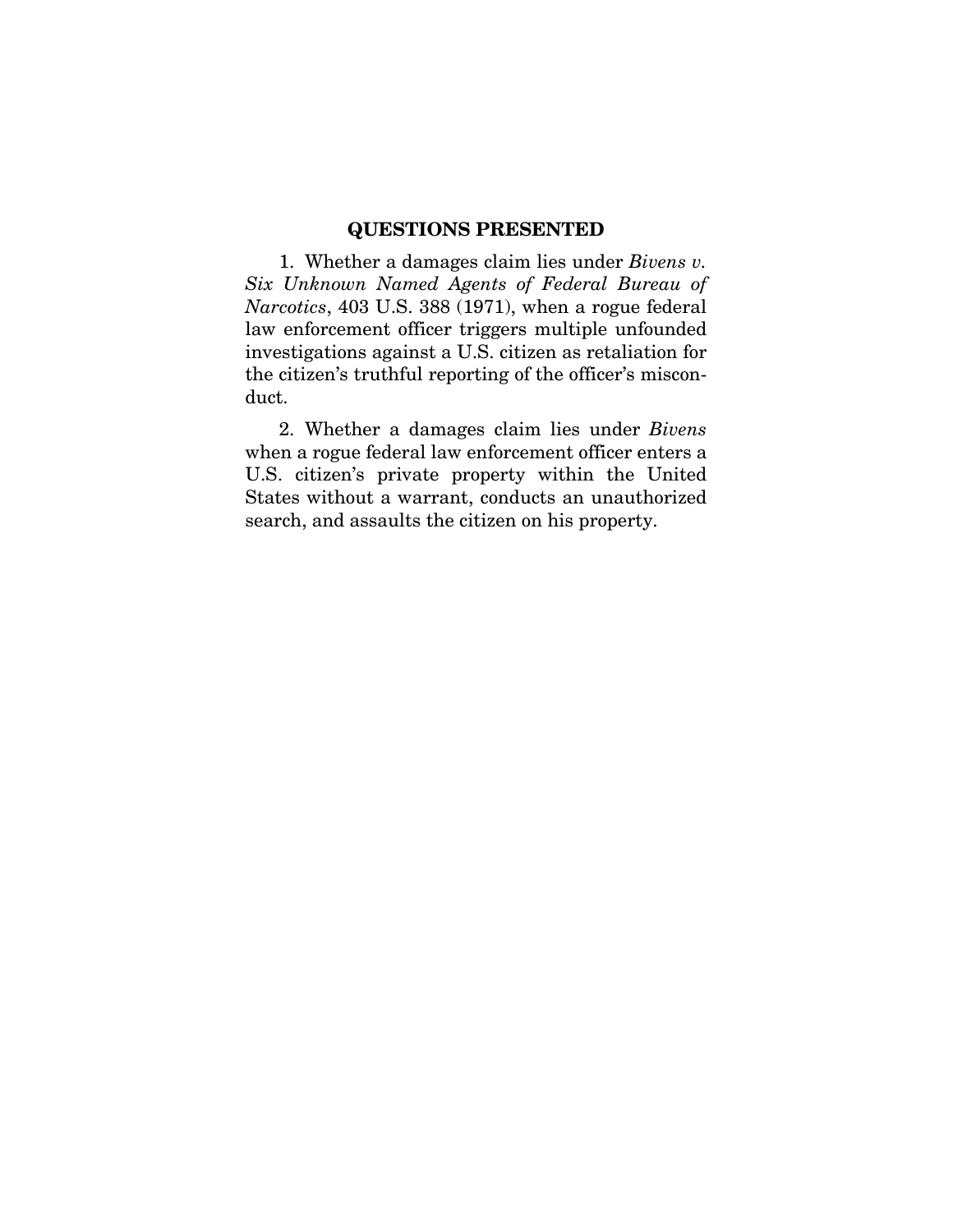## QUESTIONS PRESENTED

1. Whether a damages claim lies under *Bivens v. Six Unknown Named Agents of Federal Bureau of Narcotics*, 403 U.S. 388 (1971), when a rogue federal law enforcement officer triggers multiple unfounded investigations against a U.S. citizen as retaliation for the citizen's truthful reporting of the officer's misconduct.

2. Whether a damages claim lies under *Bivens* when a rogue federal law enforcement officer enters a U.S. citizen's private property within the United States without a warrant, conducts an unauthorized search, and assaults the citizen on his property.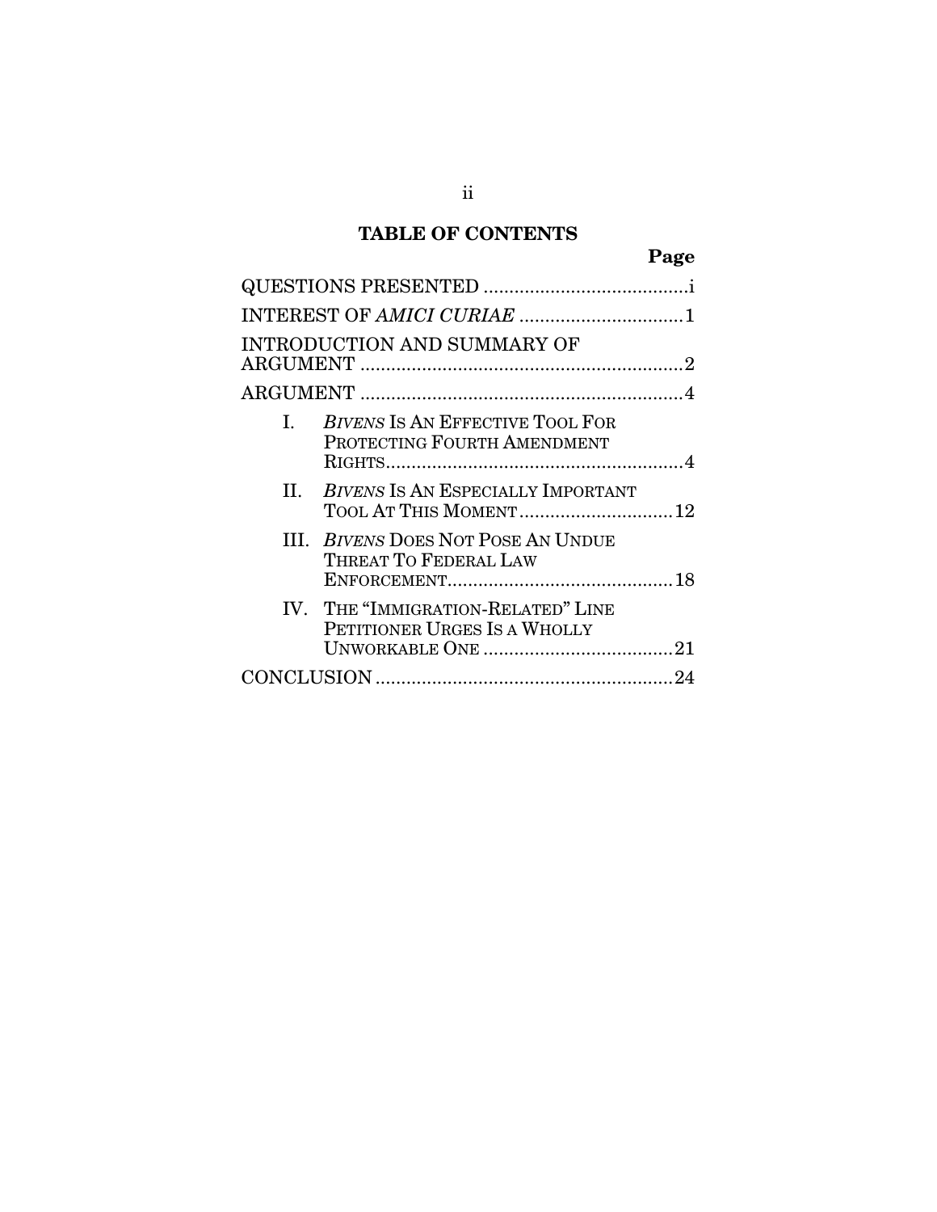## TABLE OF CONTENTS

| | Page |
|---|---|
| QUESTIONS PRESENTED | i |
| INTEREST OF *AMICI CURIAE* | 1 |
| INTRODUCTION AND SUMMARY OF ARGUMENT | 2 |
| ARGUMENT | 4 |
| I. *BIVENS* IS AN EFFECTIVE TOOL FOR PROTECTING FOURTH AMENDMENT RIGHTS | 4 |
| II. *BIVENS* IS AN ESPECIALLY IMPORTANT TOOL AT THIS MOMENT | 12 |
| III. *BIVENS* DOES NOT POSE AN UNDUE THREAT TO FEDERAL LAW ENFORCEMENT | 18 |
| IV. THE "IMMIGRATION-RELATED" LINE PETITIONER URGES IS A WHOLLY UNWORKABLE ONE | 21 |
| CONCLUSION | 24 |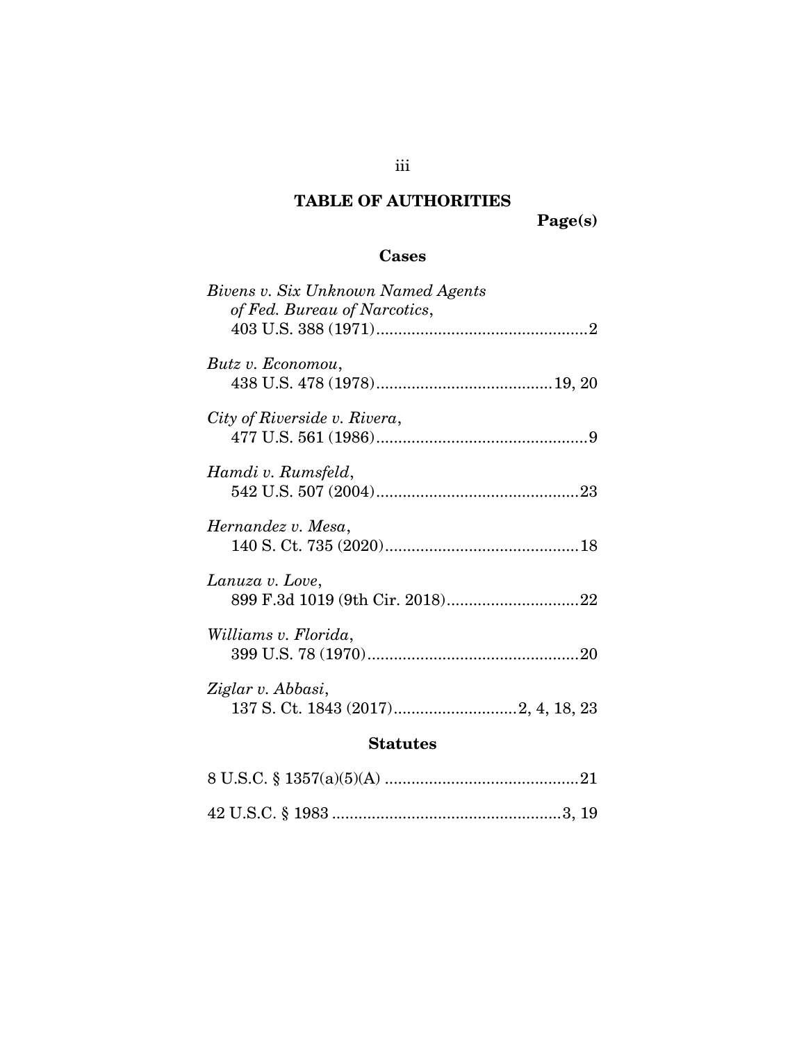# TABLE OF AUTHORITIES

**Page(s)**

## Cases

*Bivens v. Six Unknown Named Agents of Fed. Bureau of Narcotics*, 403 U.S. 388 (1971)....................................................2

*Butz v. Economou*, 438 U.S. 478 (1978)........................................19, 20

*City of Riverside v. Rivera*, 477 U.S. 561 (1986)....................................................9

*Hamdi v. Rumsfeld*, 542 U.S. 507 (2004)..............................................23

*Hernandez v. Mesa*, 140 S. Ct. 735 (2020)............................................18

*Lanuza v. Love*, 899 F.3d 1019 (9th Cir. 2018)..............................22

*Williams v. Florida*, 399 U.S. 78 (1970)................................................20

*Ziglar v. Abbasi*, 137 S. Ct. 1843 (2017)............................2, 4, 18, 23

## Statutes

8 U.S.C. § 1357(a)(5)(A) ............................................21

42 U.S.C. § 1983 ....................................................3, 19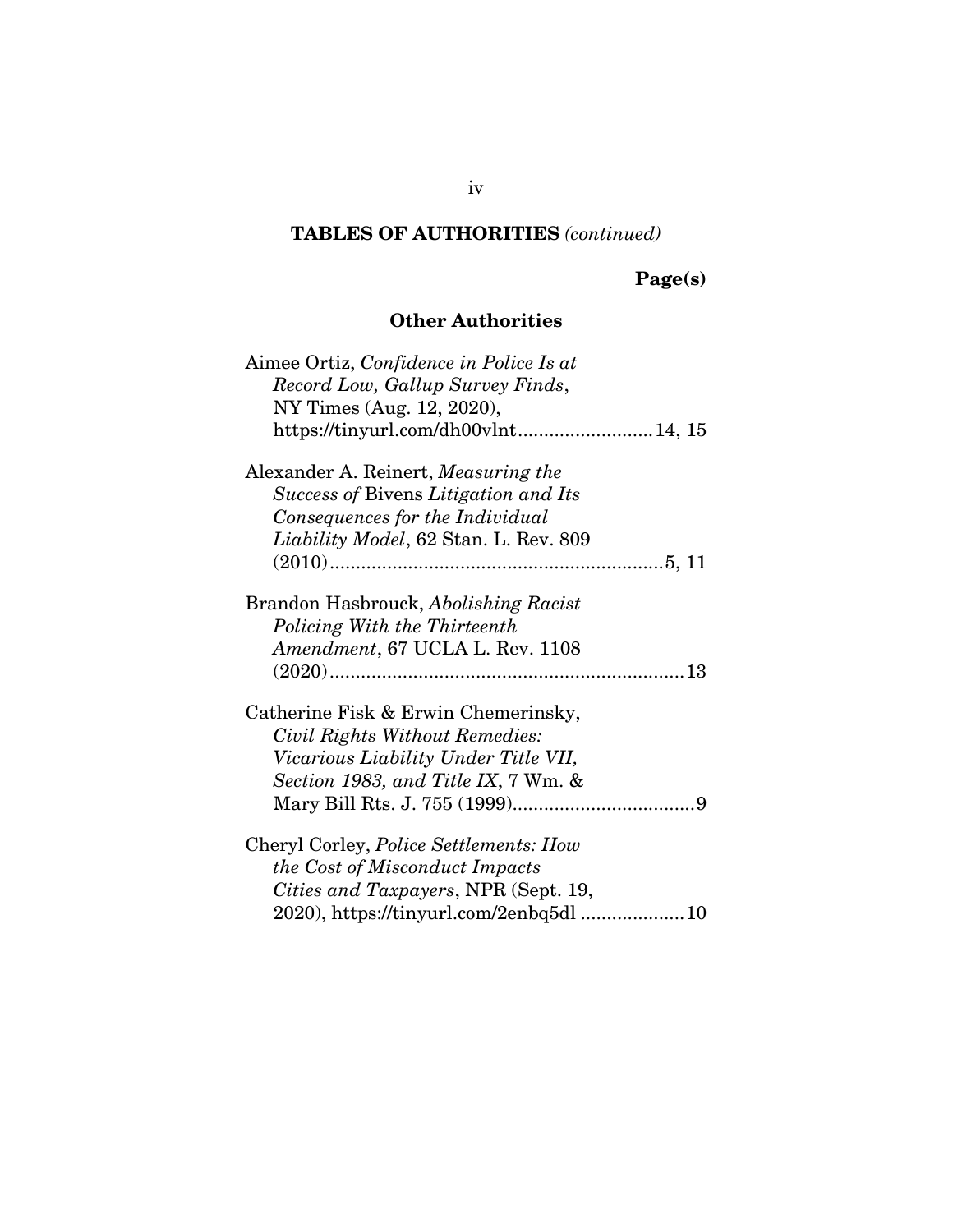**TABLES OF AUTHORITIES** *(continued)*

**Page(s)**

### Other Authorities

Aimee Ortiz, *Confidence in Police Is at Record Low, Gallup Survey Finds*, NY Times (Aug. 12, 2020), https://tinyurl.com/dh00vlnt.........................14, 15

Alexander A. Reinert, *Measuring the Success of* Bivens *Litigation and Its Consequences for the Individual Liability Model*, 62 Stan. L. Rev. 809 (2010)...............................................................5, 11

Brandon Hasbrouck, *Abolishing Racist Policing With the Thirteenth Amendment*, 67 UCLA L. Rev. 1108 (2020)...................................................................13

Catherine Fisk & Erwin Chemerinsky, *Civil Rights Without Remedies: Vicarious Liability Under Title VII, Section 1983, and Title IX*, 7 Wm. & Mary Bill Rts. J. 755 (1999)..................................9

Cheryl Corley, *Police Settlements: How the Cost of Misconduct Impacts Cities and Taxpayers*, NPR (Sept. 19, 2020), https://tinyurl.com/2enbq5dl ....................10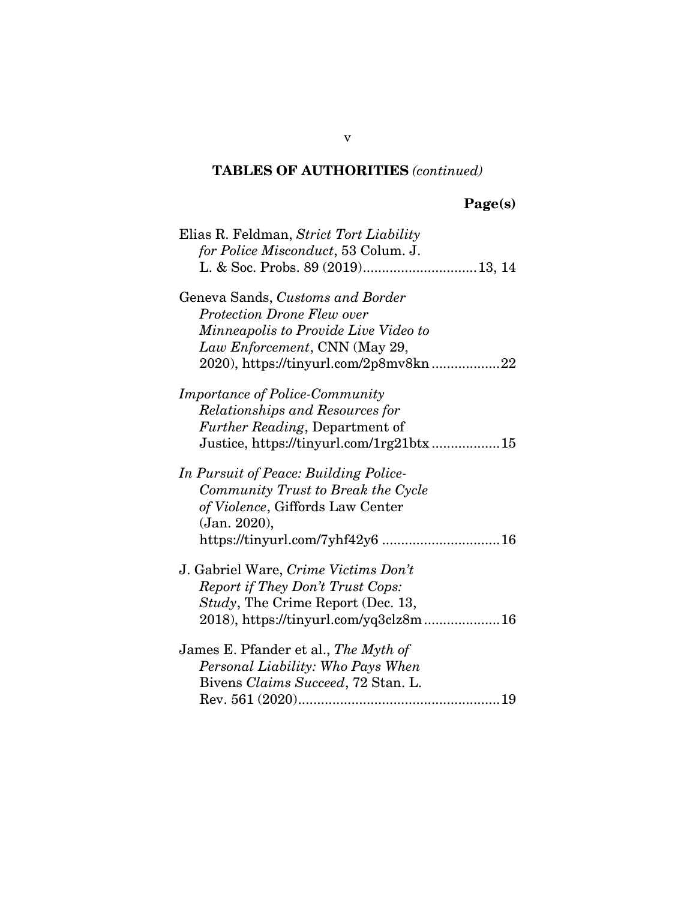## TABLES OF AUTHORITIES *(continued)*

**Page(s)**

Elias R. Feldman, *Strict Tort Liability for Police Misconduct*, 53 Colum. J. L. & Soc. Probs. 89 (2019)..............................13, 14

Geneva Sands, *Customs and Border Protection Drone Flew over Minneapolis to Provide Live Video to Law Enforcement*, CNN (May 29, 2020), https://tinyurl.com/2p8mv8kn..................22

*Importance of Police-Community Relationships and Resources for Further Reading*, Department of Justice, https://tinyurl.com/1rg21btx..................15

*In Pursuit of Peace: Building Police-Community Trust to Break the Cycle of Violence*, Giffords Law Center (Jan. 2020), https://tinyurl.com/7yhf42y6 ...............................16

J. Gabriel Ware, *Crime Victims Don't Report if They Don't Trust Cops: Study*, The Crime Report (Dec. 13, 2018), https://tinyurl.com/yq3clz8m....................16

James E. Pfander et al., *The Myth of Personal Liability: Who Pays When* Bivens *Claims Succeed*, 72 Stan. L. Rev. 561 (2020).....................................................19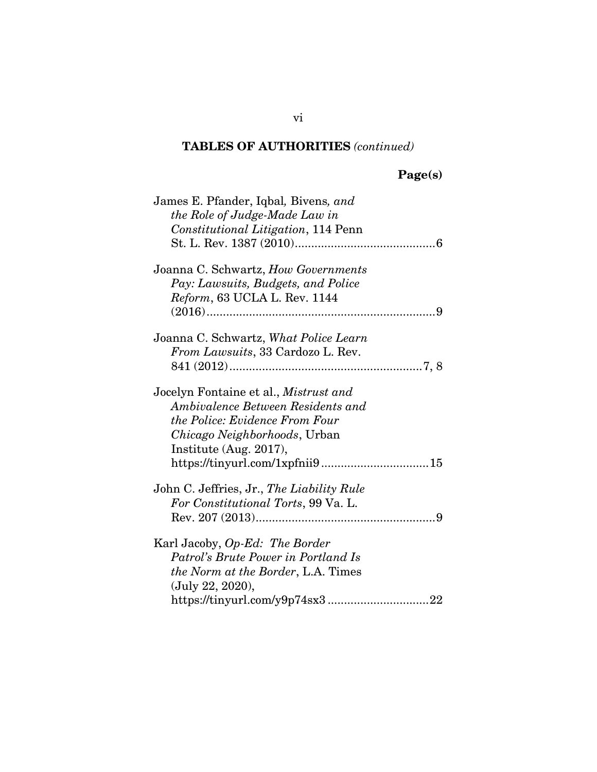## TABLES OF AUTHORITIES *(continued)*

**Page(s)**

James E. Pfander, Iqbal*,* Bivens*, and the Role of Judge-Made Law in Constitutional Litigation*, 114 Penn St. L. Rev. 1387 (2010)....................6

Joanna C. Schwartz, *How Governments Pay: Lawsuits, Budgets, and Police Reform*, 63 UCLA L. Rev. 1144 (2016)....................9

Joanna C. Schwartz, *What Police Learn From Lawsuits*, 33 Cardozo L. Rev. 841 (2012)....................7, 8

Jocelyn Fontaine et al., *Mistrust and Ambivalence Between Residents and the Police: Evidence From Four Chicago Neighborhoods*, Urban Institute (Aug. 2017), https://tinyurl.com/1xpfnii9....................15

John C. Jeffries, Jr., *The Liability Rule For Constitutional Torts*, 99 Va. L. Rev. 207 (2013)....................9

Karl Jacoby, *Op-Ed: The Border Patrol's Brute Power in Portland Is the Norm at the Border*, L.A. Times (July 22, 2020), https://tinyurl.com/y9p74sx3....................22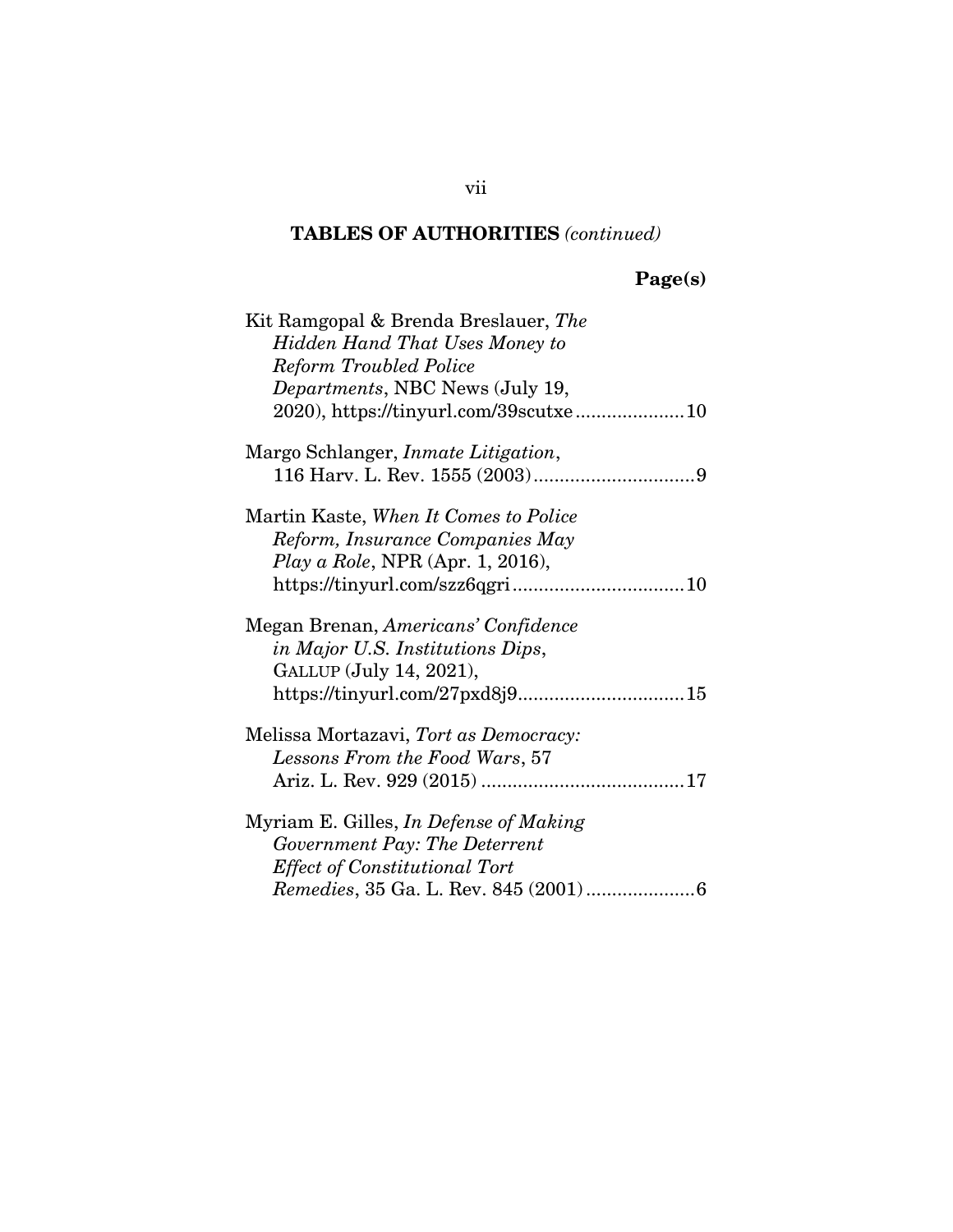**TABLES OF AUTHORITIES** *(continued)*

**Page(s)**

Kit Ramgopal & Brenda Breslauer, *The Hidden Hand That Uses Money to Reform Troubled Police Departments*, NBC News (July 19, 2020), https://tinyurl.com/39scutxe ..................... 10

Margo Schlanger, *Inmate Litigation*, 116 Harv. L. Rev. 1555 (2003) ............................... 9

Martin Kaste, *When It Comes to Police Reform, Insurance Companies May Play a Role*, NPR (Apr. 1, 2016), https://tinyurl.com/szz6qgri ................................. 10

Megan Brenan, *Americans' Confidence in Major U.S. Institutions Dips*, GALLUP (July 14, 2021), https://tinyurl.com/27pxd8j9 ................................ 15

Melissa Mortazavi, *Tort as Democracy: Lessons From the Food Wars*, 57 Ariz. L. Rev. 929 (2015) ....................................... 17

Myriam E. Gilles, *In Defense of Making Government Pay: The Deterrent Effect of Constitutional Tort Remedies*, 35 Ga. L. Rev. 845 (2001) ..................... 6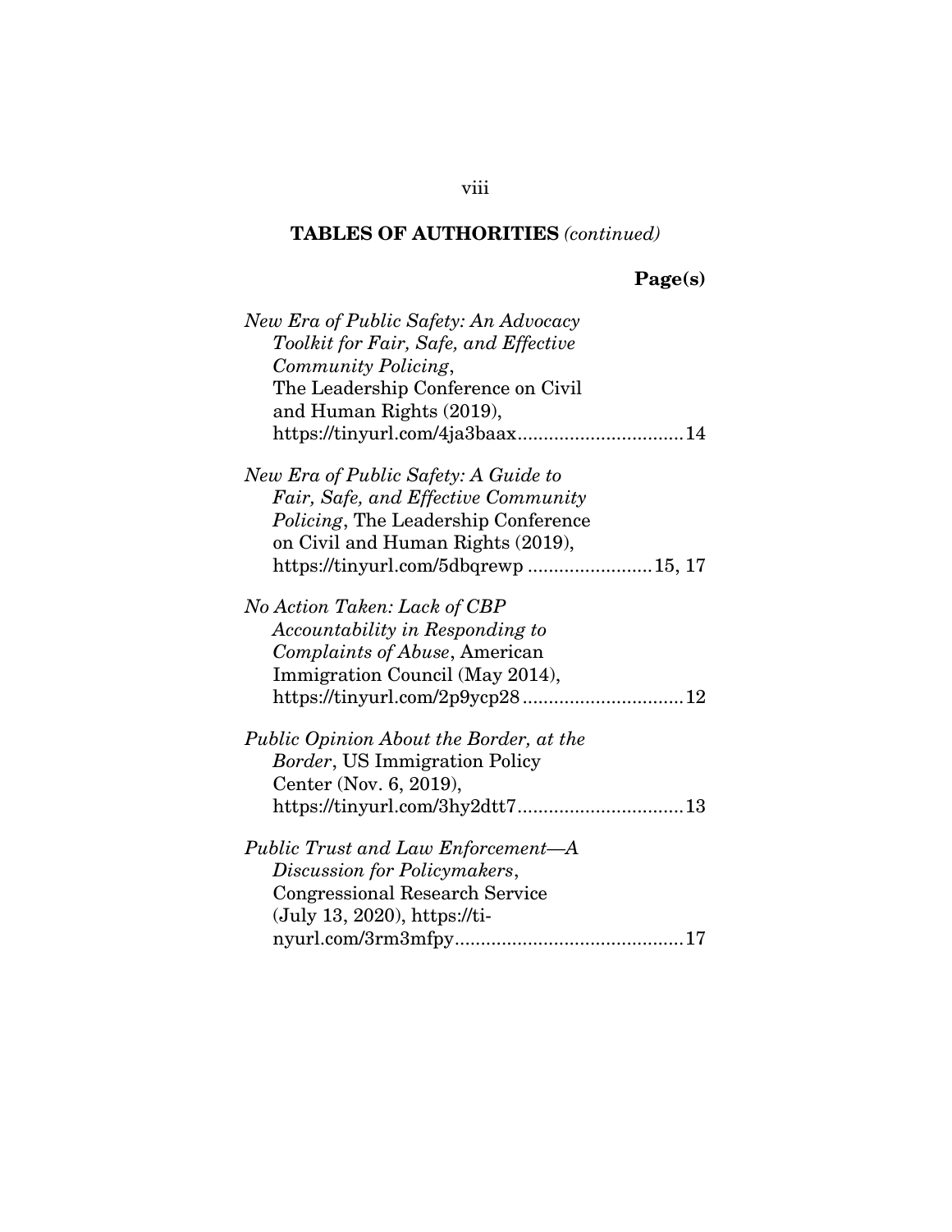**TABLES OF AUTHORITIES** *(continued)*

**Page(s)**

*New Era of Public Safety: An Advocacy Toolkit for Fair, Safe, and Effective Community Policing*, The Leadership Conference on Civil and Human Rights (2019), https://tinyurl.com/4ja3baax................................14

*New Era of Public Safety: A Guide to Fair, Safe, and Effective Community Policing*, The Leadership Conference on Civil and Human Rights (2019), https://tinyurl.com/5dbqrewp ........................15, 17

*No Action Taken: Lack of CBP Accountability in Responding to Complaints of Abuse*, American Immigration Council (May 2014), https://tinyurl.com/2p9ycp28...............................12

*Public Opinion About the Border, at the Border*, US Immigration Policy Center (Nov. 6, 2019), https://tinyurl.com/3hy2dtt7................................13

*Public Trust and Law Enforcement—A Discussion for Policymakers*, Congressional Research Service (July 13, 2020), https://tinyurl.com/3rm3mfpy............................................17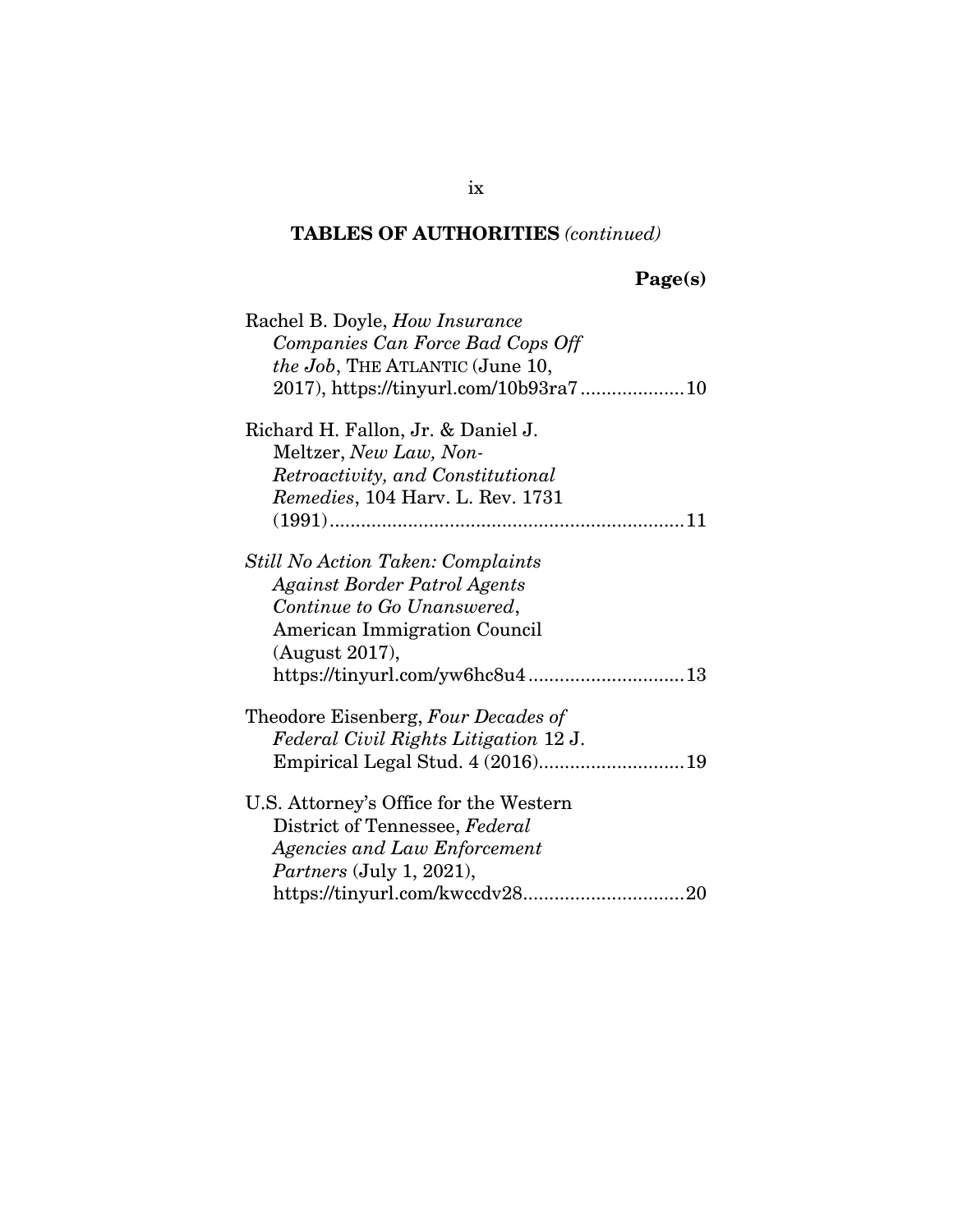## TABLES OF AUTHORITIES *(continued)*

**Page(s)**

Rachel B. Doyle, *How Insurance Companies Can Force Bad Cops Off the Job*, THE ATLANTIC (June 10, 2017), https://tinyurl.com/10b93ra7 .................... 10

Richard H. Fallon, Jr. & Daniel J. Meltzer, *New Law, Non-Retroactivity, and Constitutional Remedies*, 104 Harv. L. Rev. 1731 (1991) .................................................................... 11

*Still No Action Taken: Complaints Against Border Patrol Agents Continue to Go Unanswered*, American Immigration Council (August 2017), https://tinyurl.com/yw6hc8u4 .............................. 13

Theodore Eisenberg, *Four Decades of Federal Civil Rights Litigation* 12 J. Empirical Legal Stud. 4 (2016)............................ 19

U.S. Attorney's Office for the Western District of Tennessee, *Federal Agencies and Law Enforcement Partners* (July 1, 2021), https://tinyurl.com/kwccdv28............................... 20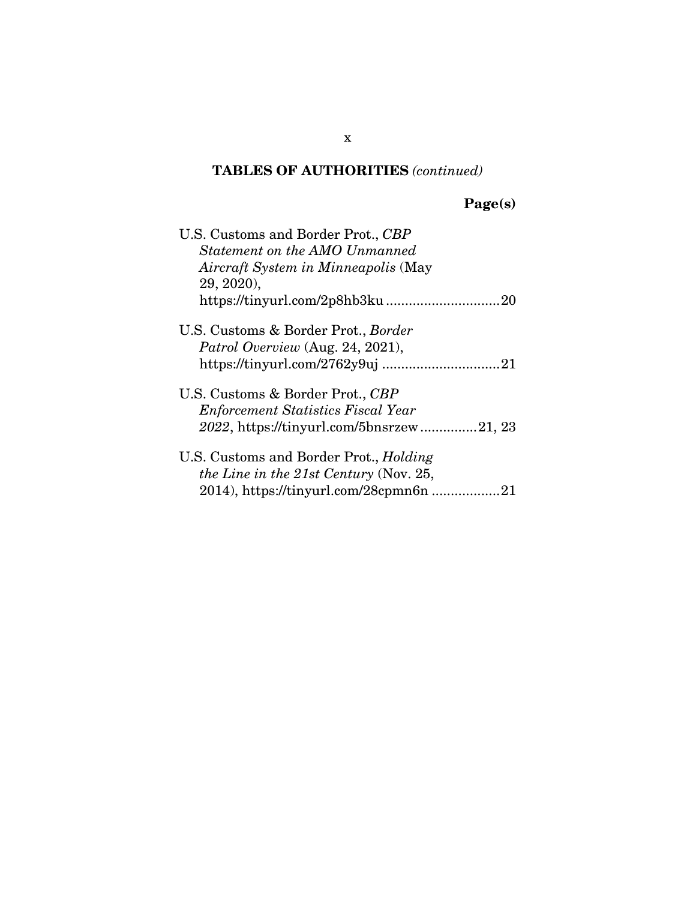## TABLES OF AUTHORITIES *(continued)*

**Page(s)**

U.S. Customs and Border Prot., *CBP Statement on the AMO Unmanned Aircraft System in Minneapolis* (May 29, 2020), https://tinyurl.com/2p8hb3ku .............................20

U.S. Customs & Border Prot., *Border Patrol Overview* (Aug. 24, 2021), https://tinyurl.com/2762y9uj ...............................21

U.S. Customs & Border Prot., *CBP Enforcement Statistics Fiscal Year 2022*, https://tinyurl.com/5bnsrzew ...............21, 23

U.S. Customs and Border Prot., *Holding the Line in the 21st Century* (Nov. 25, 2014), https://tinyurl.com/28cpmn6n ..................21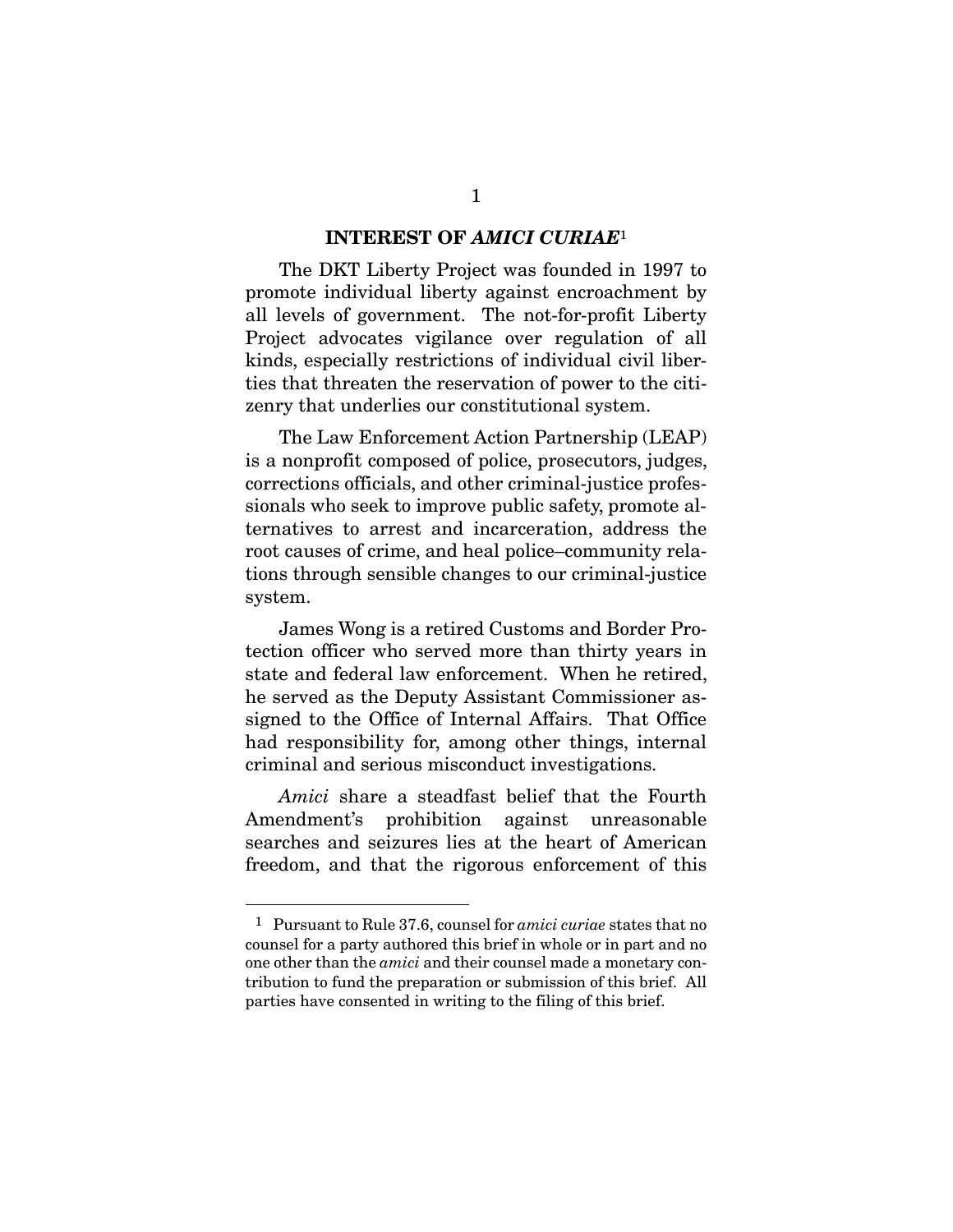## INTEREST OF *AMICI CURIAE*[1]

The DKT Liberty Project was founded in 1997 to promote individual liberty against encroachment by all levels of government. The not-for-profit Liberty Project advocates vigilance over regulation of all kinds, especially restrictions of individual civil liberties that threaten the reservation of power to the citizenry that underlies our constitutional system.

The Law Enforcement Action Partnership (LEAP) is a nonprofit composed of police, prosecutors, judges, corrections officials, and other criminal-justice professionals who seek to improve public safety, promote alternatives to arrest and incarceration, address the root causes of crime, and heal police–community relations through sensible changes to our criminal-justice system.

James Wong is a retired Customs and Border Protection officer who served more than thirty years in state and federal law enforcement. When he retired, he served as the Deputy Assistant Commissioner assigned to the Office of Internal Affairs. That Office had responsibility for, among other things, internal criminal and serious misconduct investigations.

*Amici* share a steadfast belief that the Fourth Amendment's prohibition against unreasonable searches and seizures lies at the heart of American freedom, and that the rigorous enforcement of this

---

[1] Pursuant to Rule 37.6, counsel for *amici curiae* states that no counsel for a party authored this brief in whole or in part and no one other than the *amici* and their counsel made a monetary contribution to fund the preparation or submission of this brief. All parties have consented in writing to the filing of this brief.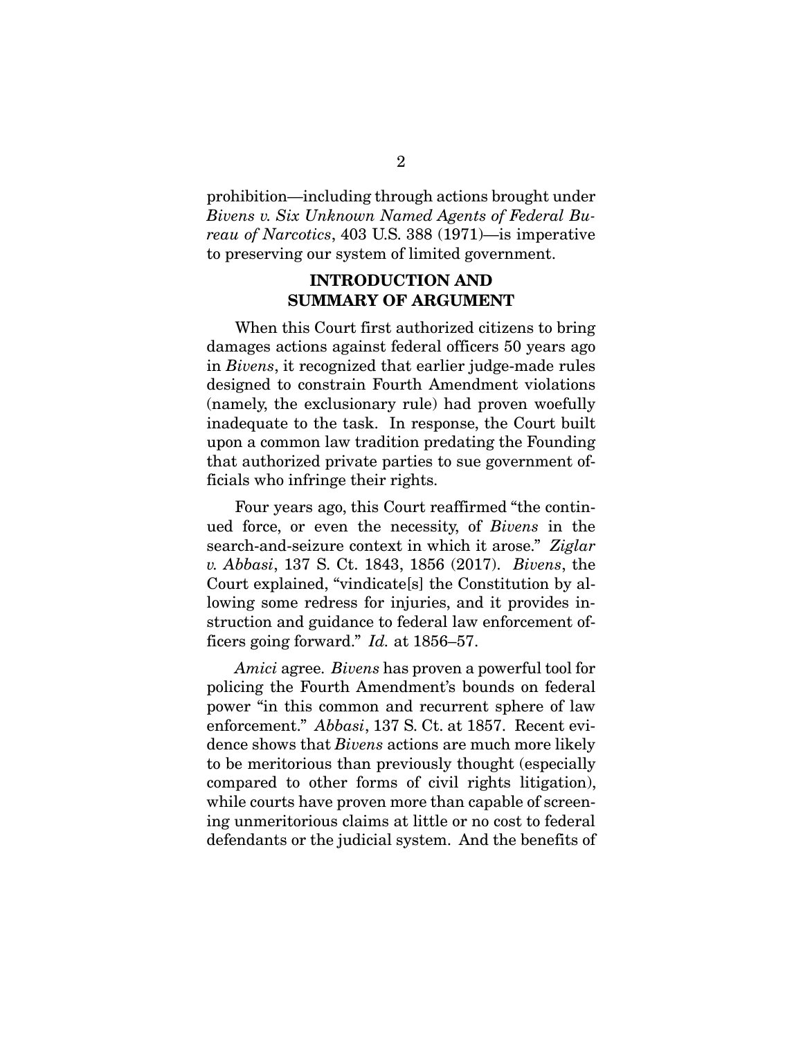prohibition—including through actions brought under *Bivens v. Six Unknown Named Agents of Federal Bureau of Narcotics*, 403 U.S. 388 (1971)—is imperative to preserving our system of limited government.

## INTRODUCTION AND SUMMARY OF ARGUMENT

When this Court first authorized citizens to bring damages actions against federal officers 50 years ago in *Bivens*, it recognized that earlier judge-made rules designed to constrain Fourth Amendment violations (namely, the exclusionary rule) had proven woefully inadequate to the task. In response, the Court built upon a common law tradition predating the Founding that authorized private parties to sue government officials who infringe their rights.

Four years ago, this Court reaffirmed "the continued force, or even the necessity, of *Bivens* in the search-and-seizure context in which it arose." *Ziglar v. Abbasi*, 137 S. Ct. 1843, 1856 (2017). *Bivens*, the Court explained, "vindicate[s] the Constitution by allowing some redress for injuries, and it provides instruction and guidance to federal law enforcement officers going forward." *Id.* at 1856–57.

*Amici* agree. *Bivens* has proven a powerful tool for policing the Fourth Amendment's bounds on federal power "in this common and recurrent sphere of law enforcement." *Abbasi*, 137 S. Ct. at 1857. Recent evidence shows that *Bivens* actions are much more likely to be meritorious than previously thought (especially compared to other forms of civil rights litigation), while courts have proven more than capable of screening unmeritorious claims at little or no cost to federal defendants or the judicial system. And the benefits of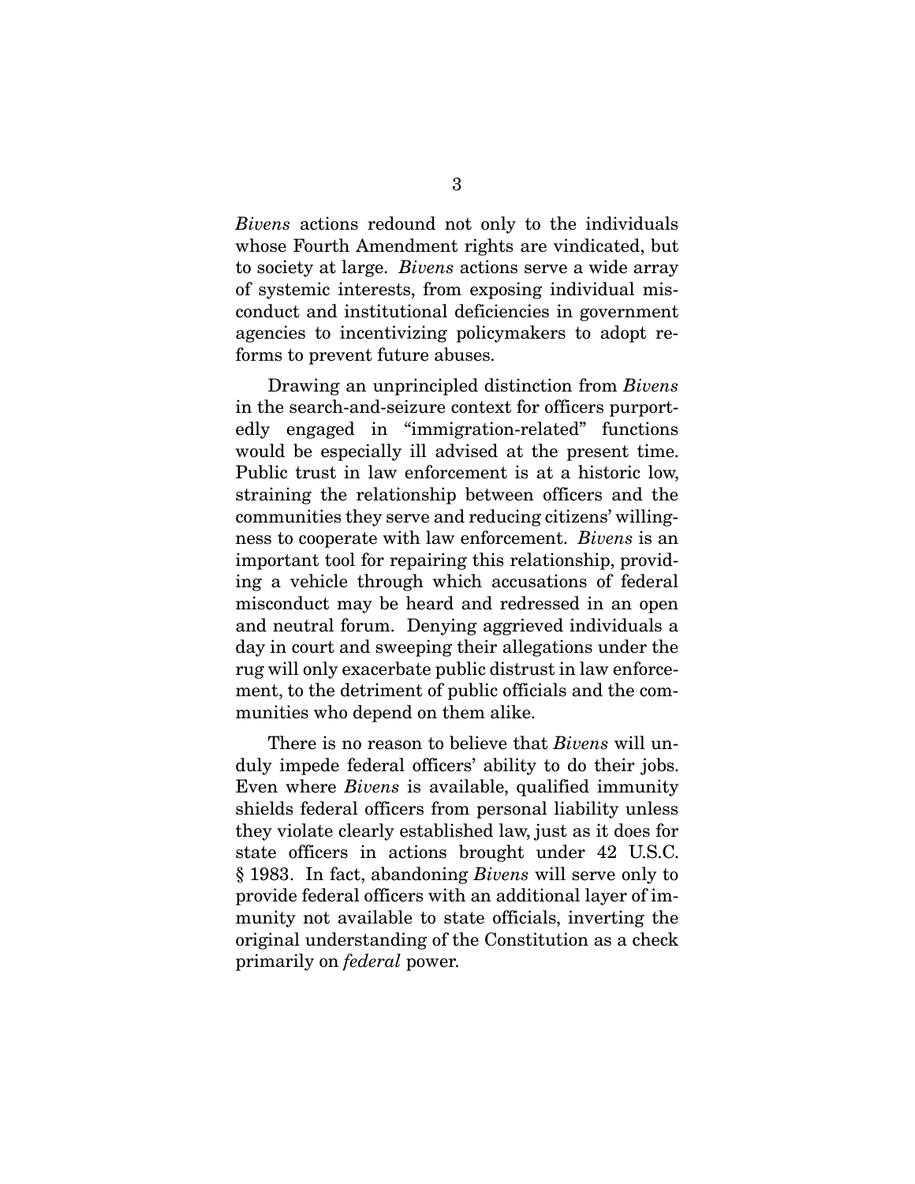*Bivens* actions redound not only to the individuals whose Fourth Amendment rights are vindicated, but to society at large. *Bivens* actions serve a wide array of systemic interests, from exposing individual misconduct and institutional deficiencies in government agencies to incentivizing policymakers to adopt reforms to prevent future abuses.

Drawing an unprincipled distinction from *Bivens* in the search-and-seizure context for officers purportedly engaged in "immigration-related" functions would be especially ill advised at the present time. Public trust in law enforcement is at a historic low, straining the relationship between officers and the communities they serve and reducing citizens' willingness to cooperate with law enforcement. *Bivens* is an important tool for repairing this relationship, providing a vehicle through which accusations of federal misconduct may be heard and redressed in an open and neutral forum. Denying aggrieved individuals a day in court and sweeping their allegations under the rug will only exacerbate public distrust in law enforcement, to the detriment of public officials and the communities who depend on them alike.

There is no reason to believe that *Bivens* will unduly impede federal officers' ability to do their jobs. Even where *Bivens* is available, qualified immunity shields federal officers from personal liability unless they violate clearly established law, just as it does for state officers in actions brought under 42 U.S.C. § 1983. In fact, abandoning *Bivens* will serve only to provide federal officers with an additional layer of immunity not available to state officials, inverting the original understanding of the Constitution as a check primarily on *federal* power.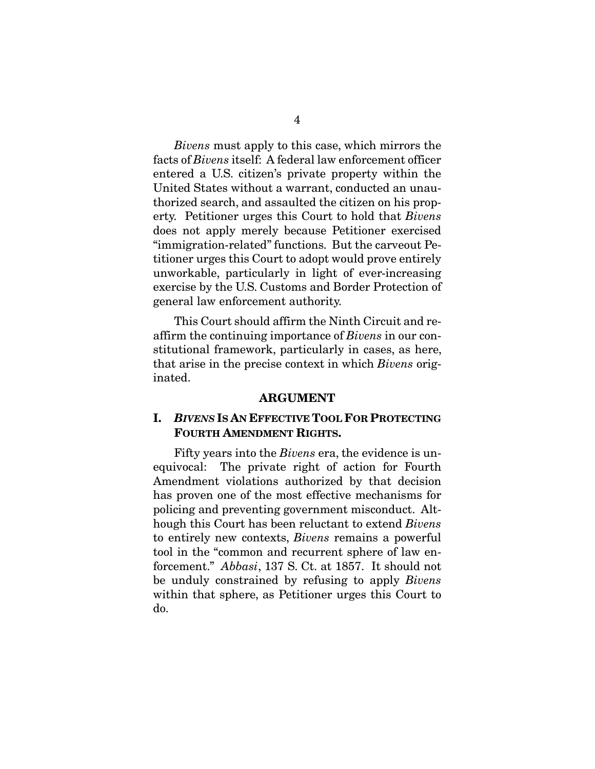*Bivens* must apply to this case, which mirrors the facts of *Bivens* itself: A federal law enforcement officer entered a U.S. citizen's private property within the United States without a warrant, conducted an unauthorized search, and assaulted the citizen on his property. Petitioner urges this Court to hold that *Bivens* does not apply merely because Petitioner exercised "immigration-related" functions. But the carveout Petitioner urges this Court to adopt would prove entirely unworkable, particularly in light of ever-increasing exercise by the U.S. Customs and Border Protection of general law enforcement authority.

This Court should affirm the Ninth Circuit and reaffirm the continuing importance of *Bivens* in our constitutional framework, particularly in cases, as here, that arise in the precise context in which *Bivens* originated.

## ARGUMENT

### I. *BIVENS* IS AN EFFECTIVE TOOL FOR PROTECTING FOURTH AMENDMENT RIGHTS.

Fifty years into the *Bivens* era, the evidence is unequivocal: The private right of action for Fourth Amendment violations authorized by that decision has proven one of the most effective mechanisms for policing and preventing government misconduct. Although this Court has been reluctant to extend *Bivens* to entirely new contexts, *Bivens* remains a powerful tool in the "common and recurrent sphere of law enforcement." *Abbasi*, 137 S. Ct. at 1857. It should not be unduly constrained by refusing to apply *Bivens* within that sphere, as Petitioner urges this Court to do.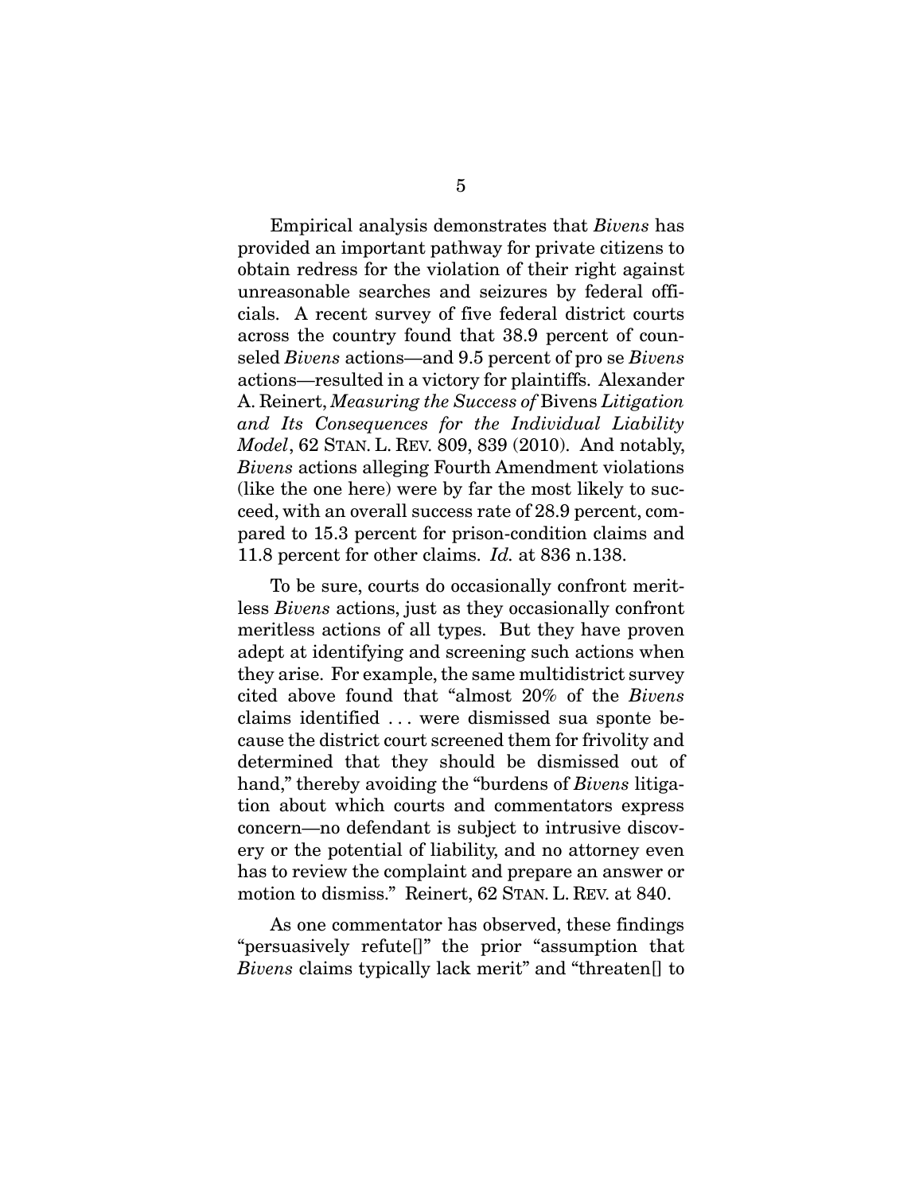Empirical analysis demonstrates that *Bivens* has provided an important pathway for private citizens to obtain redress for the violation of their right against unreasonable searches and seizures by federal officials. A recent survey of five federal district courts across the country found that 38.9 percent of counseled *Bivens* actions—and 9.5 percent of pro se *Bivens* actions—resulted in a victory for plaintiffs. Alexander A. Reinert, *Measuring the Success of* Bivens *Litigation and Its Consequences for the Individual Liability Model*, 62 STAN. L. REV. 809, 839 (2010). And notably, *Bivens* actions alleging Fourth Amendment violations (like the one here) were by far the most likely to succeed, with an overall success rate of 28.9 percent, compared to 15.3 percent for prison-condition claims and 11.8 percent for other claims. *Id.* at 836 n.138.

To be sure, courts do occasionally confront meritless *Bivens* actions, just as they occasionally confront meritless actions of all types. But they have proven adept at identifying and screening such actions when they arise. For example, the same multidistrict survey cited above found that "almost 20% of the *Bivens* claims identified . . . were dismissed sua sponte because the district court screened them for frivolity and determined that they should be dismissed out of hand," thereby avoiding the "burdens of *Bivens* litigation about which courts and commentators express concern—no defendant is subject to intrusive discovery or the potential of liability, and no attorney even has to review the complaint and prepare an answer or motion to dismiss." Reinert, 62 STAN. L. REV. at 840.

As one commentator has observed, these findings "persuasively refute[]" the prior "assumption that *Bivens* claims typically lack merit" and "threaten[] to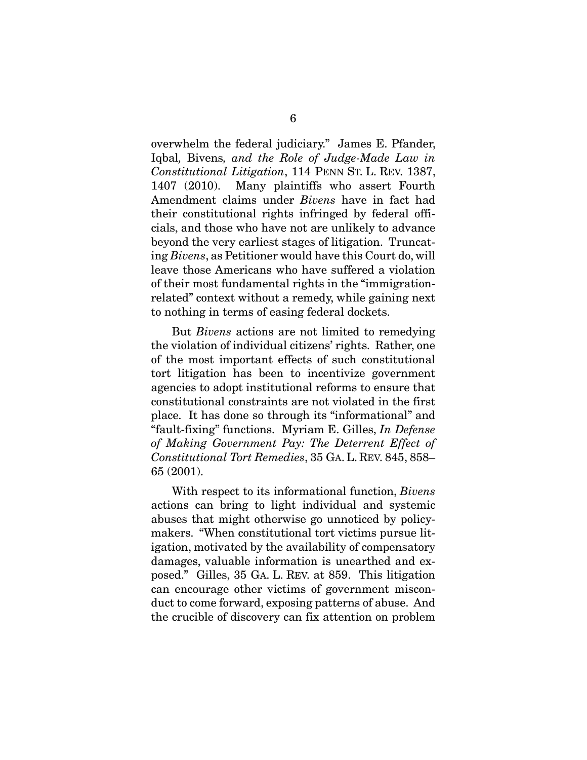overwhelm the federal judiciary." James E. Pfander, Iqbal*,* Bivens*, and the Role of Judge-Made Law in Constitutional Litigation*, 114 PENN ST. L. REV. 1387, 1407 (2010). Many plaintiffs who assert Fourth Amendment claims under *Bivens* have in fact had their constitutional rights infringed by federal officials, and those who have not are unlikely to advance beyond the very earliest stages of litigation. Truncating *Bivens*, as Petitioner would have this Court do, will leave those Americans who have suffered a violation of their most fundamental rights in the "immigration-related" context without a remedy, while gaining next to nothing in terms of easing federal dockets.

But *Bivens* actions are not limited to remedying the violation of individual citizens' rights. Rather, one of the most important effects of such constitutional tort litigation has been to incentivize government agencies to adopt institutional reforms to ensure that constitutional constraints are not violated in the first place. It has done so through its "informational" and "fault-fixing" functions. Myriam E. Gilles, *In Defense of Making Government Pay: The Deterrent Effect of Constitutional Tort Remedies*, 35 GA. L. REV. 845, 858–65 (2001).

With respect to its informational function, *Bivens* actions can bring to light individual and systemic abuses that might otherwise go unnoticed by policymakers. "When constitutional tort victims pursue litigation, motivated by the availability of compensatory damages, valuable information is unearthed and exposed." Gilles, 35 GA. L. REV. at 859. This litigation can encourage other victims of government misconduct to come forward, exposing patterns of abuse. And the crucible of discovery can fix attention on problem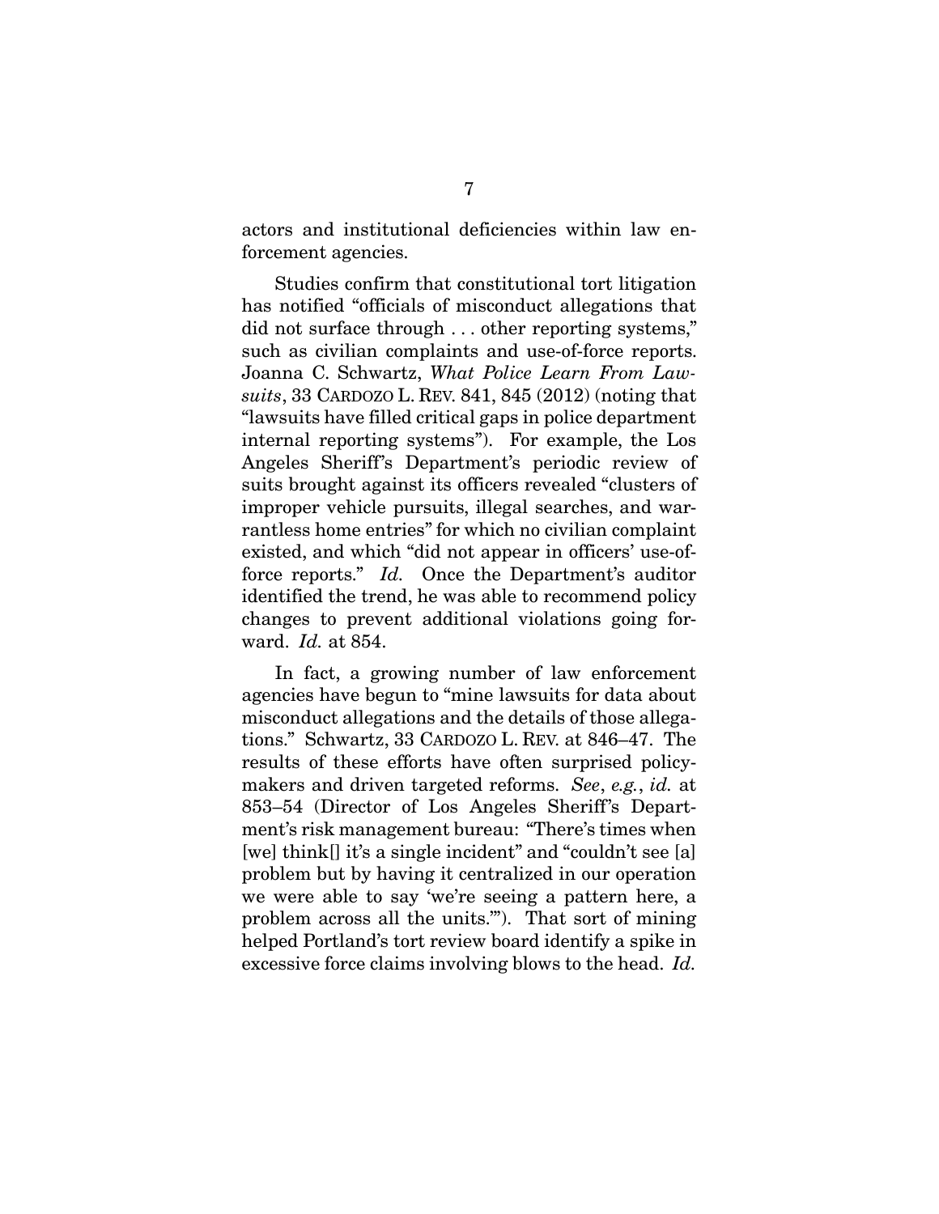actors and institutional deficiencies within law enforcement agencies.

Studies confirm that constitutional tort litigation has notified "officials of misconduct allegations that did not surface through . . . other reporting systems," such as civilian complaints and use-of-force reports. Joanna C. Schwartz, *What Police Learn From Lawsuits*, 33 CARDOZO L. REV. 841, 845 (2012) (noting that "lawsuits have filled critical gaps in police department internal reporting systems"). For example, the Los Angeles Sheriff's Department's periodic review of suits brought against its officers revealed "clusters of improper vehicle pursuits, illegal searches, and warrantless home entries" for which no civilian complaint existed, and which "did not appear in officers' use-of-force reports." *Id.* Once the Department's auditor identified the trend, he was able to recommend policy changes to prevent additional violations going forward. *Id.* at 854.

In fact, a growing number of law enforcement agencies have begun to "mine lawsuits for data about misconduct allegations and the details of those allegations." Schwartz, 33 CARDOZO L. REV. at 846–47. The results of these efforts have often surprised policymakers and driven targeted reforms. *See*, *e.g.*, *id.* at 853–54 (Director of Los Angeles Sheriff's Department's risk management bureau: "There's times when [we] think[] it's a single incident" and "couldn't see [a] problem but by having it centralized in our operation we were able to say 'we're seeing a pattern here, a problem across all the units.'"). That sort of mining helped Portland's tort review board identify a spike in excessive force claims involving blows to the head. *Id.*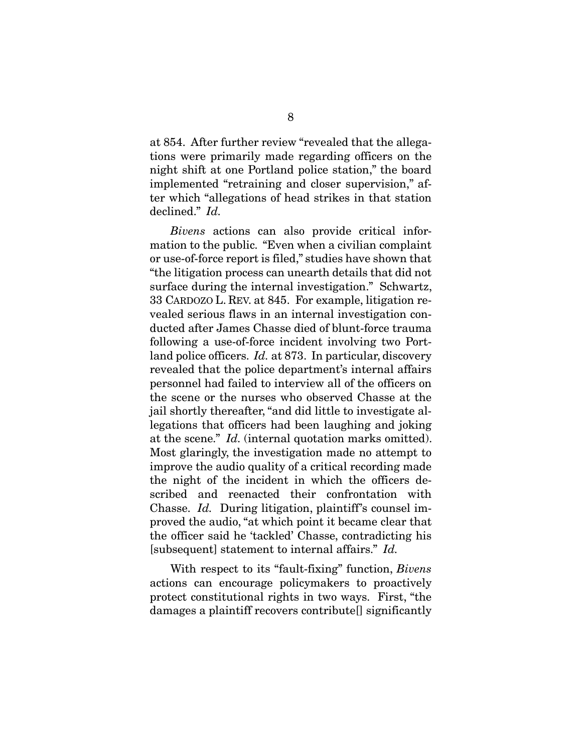at 854. After further review "revealed that the allegations were primarily made regarding officers on the night shift at one Portland police station," the board implemented "retraining and closer supervision," after which "allegations of head strikes in that station declined." *Id.*

*Bivens* actions can also provide critical information to the public. "Even when a civilian complaint or use-of-force report is filed," studies have shown that "the litigation process can unearth details that did not surface during the internal investigation." Schwartz, 33 CARDOZO L. REV. at 845. For example, litigation revealed serious flaws in an internal investigation conducted after James Chasse died of blunt-force trauma following a use-of-force incident involving two Portland police officers. *Id.* at 873. In particular, discovery revealed that the police department's internal affairs personnel had failed to interview all of the officers on the scene or the nurses who observed Chasse at the jail shortly thereafter, "and did little to investigate allegations that officers had been laughing and joking at the scene." *Id.* (internal quotation marks omitted). Most glaringly, the investigation made no attempt to improve the audio quality of a critical recording made the night of the incident in which the officers described and reenacted their confrontation with Chasse. *Id.* During litigation, plaintiff's counsel improved the audio, "at which point it became clear that the officer said he 'tackled' Chasse, contradicting his [subsequent] statement to internal affairs." *Id.*

With respect to its "fault-fixing" function, *Bivens* actions can encourage policymakers to proactively protect constitutional rights in two ways. First, "the damages a plaintiff recovers contribute[] significantly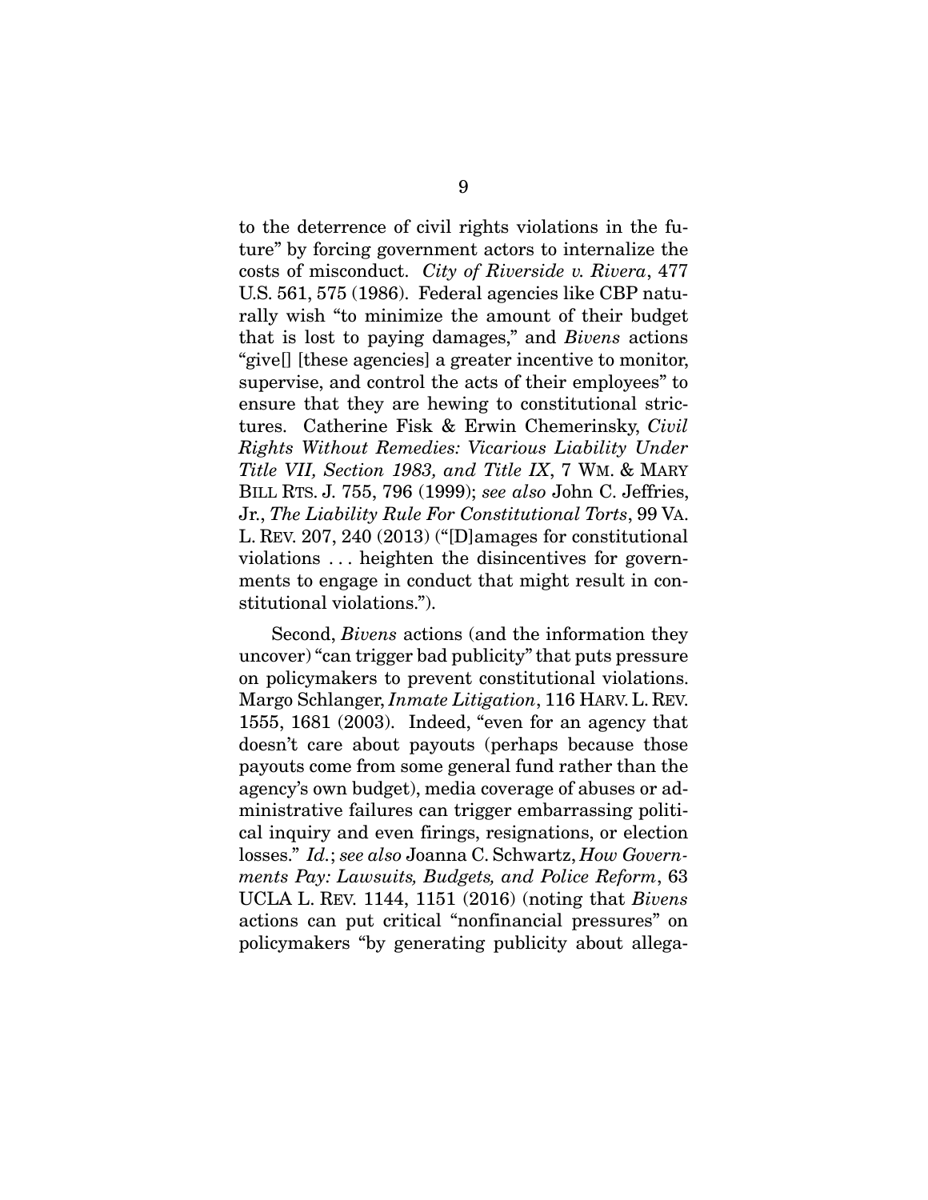to the deterrence of civil rights violations in the future" by forcing government actors to internalize the costs of misconduct. *City of Riverside v. Rivera*, 477 U.S. 561, 575 (1986). Federal agencies like CBP naturally wish "to minimize the amount of their budget that is lost to paying damages," and *Bivens* actions "give[] [these agencies] a greater incentive to monitor, supervise, and control the acts of their employees" to ensure that they are hewing to constitutional strictures. Catherine Fisk & Erwin Chemerinsky, *Civil Rights Without Remedies: Vicarious Liability Under Title VII, Section 1983, and Title IX*, 7 WM. & MARY BILL RTS. J. 755, 796 (1999); *see also* John C. Jeffries, Jr., *The Liability Rule For Constitutional Torts*, 99 VA. L. REV. 207, 240 (2013) ("[D]amages for constitutional violations . . . heighten the disincentives for governments to engage in conduct that might result in constitutional violations.").

Second, *Bivens* actions (and the information they uncover) "can trigger bad publicity" that puts pressure on policymakers to prevent constitutional violations. Margo Schlanger, *Inmate Litigation*, 116 HARV. L. REV. 1555, 1681 (2003). Indeed, "even for an agency that doesn't care about payouts (perhaps because those payouts come from some general fund rather than the agency's own budget), media coverage of abuses or administrative failures can trigger embarrassing political inquiry and even firings, resignations, or election losses." *Id.*; *see also* Joanna C. Schwartz, *How Governments Pay: Lawsuits, Budgets, and Police Reform*, 63 UCLA L. REV. 1144, 1151 (2016) (noting that *Bivens* actions can put critical "nonfinancial pressures" on policymakers "by generating publicity about allega-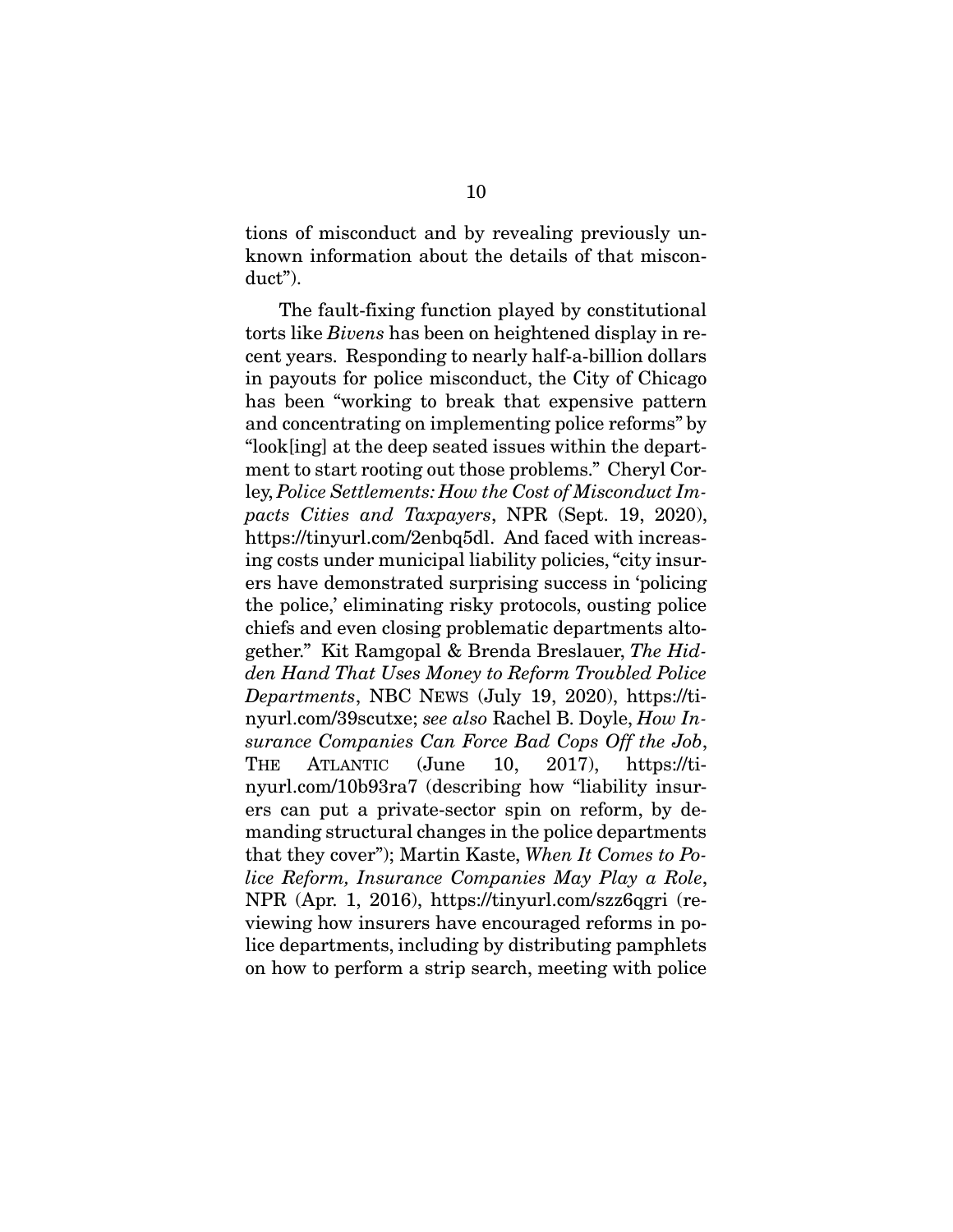tions of misconduct and by revealing previously unknown information about the details of that misconduct").

The fault-fixing function played by constitutional torts like *Bivens* has been on heightened display in recent years. Responding to nearly half-a-billion dollars in payouts for police misconduct, the City of Chicago has been "working to break that expensive pattern and concentrating on implementing police reforms" by "look[ing] at the deep seated issues within the department to start rooting out those problems." Cheryl Corley, *Police Settlements: How the Cost of Misconduct Impacts Cities and Taxpayers*, NPR (Sept. 19, 2020), https://tinyurl.com/2enbq5dl. And faced with increasing costs under municipal liability policies, "city insurers have demonstrated surprising success in 'policing the police,' eliminating risky protocols, ousting police chiefs and even closing problematic departments altogether." Kit Ramgopal & Brenda Breslauer, *The Hidden Hand That Uses Money to Reform Troubled Police Departments*, NBC NEWS (July 19, 2020), https://tinyurl.com/39scutxe; *see also* Rachel B. Doyle, *How Insurance Companies Can Force Bad Cops Off the Job*, THE ATLANTIC (June 10, 2017), https://tinyurl.com/10b93ra7 (describing how "liability insurers can put a private-sector spin on reform, by demanding structural changes in the police departments that they cover"); Martin Kaste, *When It Comes to Police Reform, Insurance Companies May Play a Role*, NPR (Apr. 1, 2016), https://tinyurl.com/szz6qgri (reviewing how insurers have encouraged reforms in police departments, including by distributing pamphlets on how to perform a strip search, meeting with police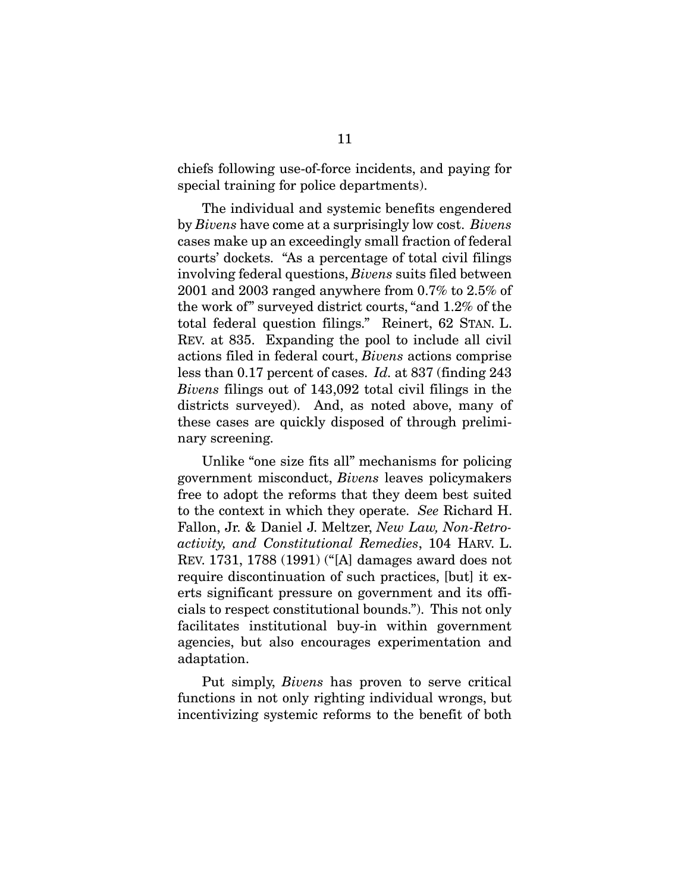chiefs following use-of-force incidents, and paying for special training for police departments).

The individual and systemic benefits engendered by *Bivens* have come at a surprisingly low cost. *Bivens* cases make up an exceedingly small fraction of federal courts' dockets. "As a percentage of total civil filings involving federal questions, *Bivens* suits filed between 2001 and 2003 ranged anywhere from 0.7% to 2.5% of the work of" surveyed district courts, "and 1.2% of the total federal question filings." Reinert, 62 STAN. L. REV. at 835. Expanding the pool to include all civil actions filed in federal court, *Bivens* actions comprise less than 0.17 percent of cases. *Id.* at 837 (finding 243 *Bivens* filings out of 143,092 total civil filings in the districts surveyed). And, as noted above, many of these cases are quickly disposed of through preliminary screening.

Unlike "one size fits all" mechanisms for policing government misconduct, *Bivens* leaves policymakers free to adopt the reforms that they deem best suited to the context in which they operate. *See* Richard H. Fallon, Jr. & Daniel J. Meltzer, *New Law, Non-Retroactivity, and Constitutional Remedies*, 104 HARV. L. REV. 1731, 1788 (1991) ("[A] damages award does not require discontinuation of such practices, [but] it exerts significant pressure on government and its officials to respect constitutional bounds."). This not only facilitates institutional buy-in within government agencies, but also encourages experimentation and adaptation.

Put simply, *Bivens* has proven to serve critical functions in not only righting individual wrongs, but incentivizing systemic reforms to the benefit of both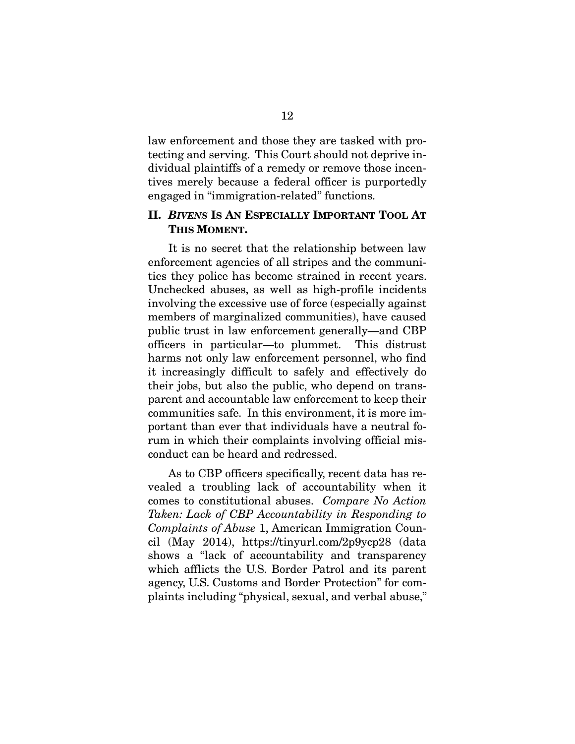law enforcement and those they are tasked with protecting and serving. This Court should not deprive individual plaintiffs of a remedy or remove those incentives merely because a federal officer is purportedly engaged in "immigration-related" functions.

## II. *BIVENS* IS AN ESPECIALLY IMPORTANT TOOL AT THIS MOMENT.

It is no secret that the relationship between law enforcement agencies of all stripes and the communities they police has become strained in recent years. Unchecked abuses, as well as high-profile incidents involving the excessive use of force (especially against members of marginalized communities), have caused public trust in law enforcement generally—and CBP officers in particular—to plummet. This distrust harms not only law enforcement personnel, who find it increasingly difficult to safely and effectively do their jobs, but also the public, who depend on transparent and accountable law enforcement to keep their communities safe. In this environment, it is more important than ever that individuals have a neutral forum in which their complaints involving official misconduct can be heard and redressed.

As to CBP officers specifically, recent data has revealed a troubling lack of accountability when it comes to constitutional abuses. *Compare No Action Taken: Lack of CBP Accountability in Responding to Complaints of Abuse* 1, American Immigration Council (May 2014), https://tinyurl.com/2p9ycp28 (data shows a "lack of accountability and transparency which afflicts the U.S. Border Patrol and its parent agency, U.S. Customs and Border Protection" for complaints including "physical, sexual, and verbal abuse,"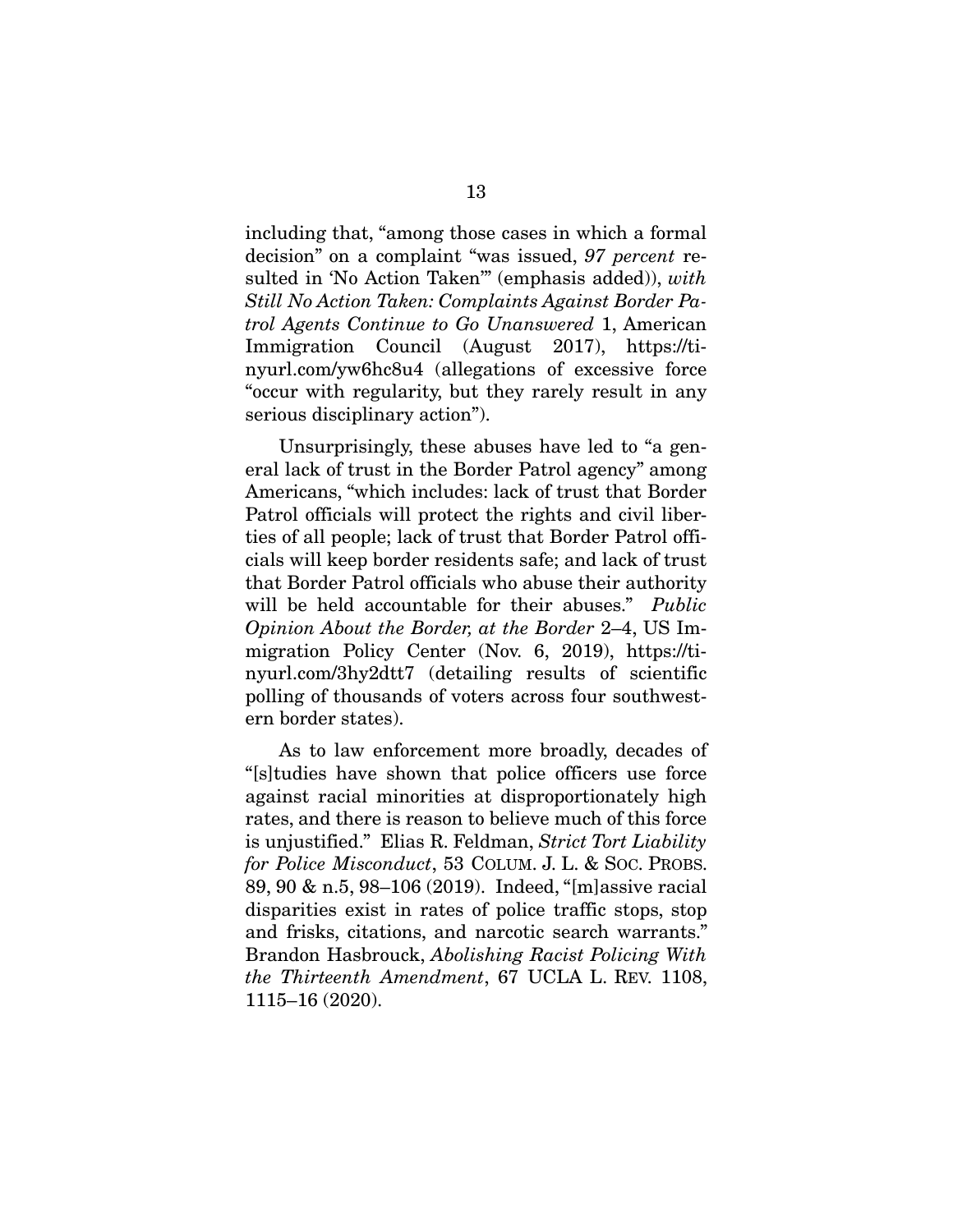including that, "among those cases in which a formal decision" on a complaint "was issued, *97 percent* resulted in 'No Action Taken'" (emphasis added)), *with Still No Action Taken: Complaints Against Border Patrol Agents Continue to Go Unanswered* 1, American Immigration Council (August 2017), https://tinyurl.com/yw6hc8u4 (allegations of excessive force "occur with regularity, but they rarely result in any serious disciplinary action").

Unsurprisingly, these abuses have led to "a general lack of trust in the Border Patrol agency" among Americans, "which includes: lack of trust that Border Patrol officials will protect the rights and civil liberties of all people; lack of trust that Border Patrol officials will keep border residents safe; and lack of trust that Border Patrol officials who abuse their authority will be held accountable for their abuses." *Public Opinion About the Border, at the Border* 2–4, US Immigration Policy Center (Nov. 6, 2019), https://tinyurl.com/3hy2dtt7 (detailing results of scientific polling of thousands of voters across four southwestern border states).

As to law enforcement more broadly, decades of "[s]tudies have shown that police officers use force against racial minorities at disproportionately high rates, and there is reason to believe much of this force is unjustified." Elias R. Feldman, *Strict Tort Liability for Police Misconduct*, 53 COLUM. J. L. & SOC. PROBS. 89, 90 & n.5, 98–106 (2019). Indeed, "[m]assive racial disparities exist in rates of police traffic stops, stop and frisks, citations, and narcotic search warrants." Brandon Hasbrouck, *Abolishing Racist Policing With the Thirteenth Amendment*, 67 UCLA L. REV. 1108, 1115–16 (2020).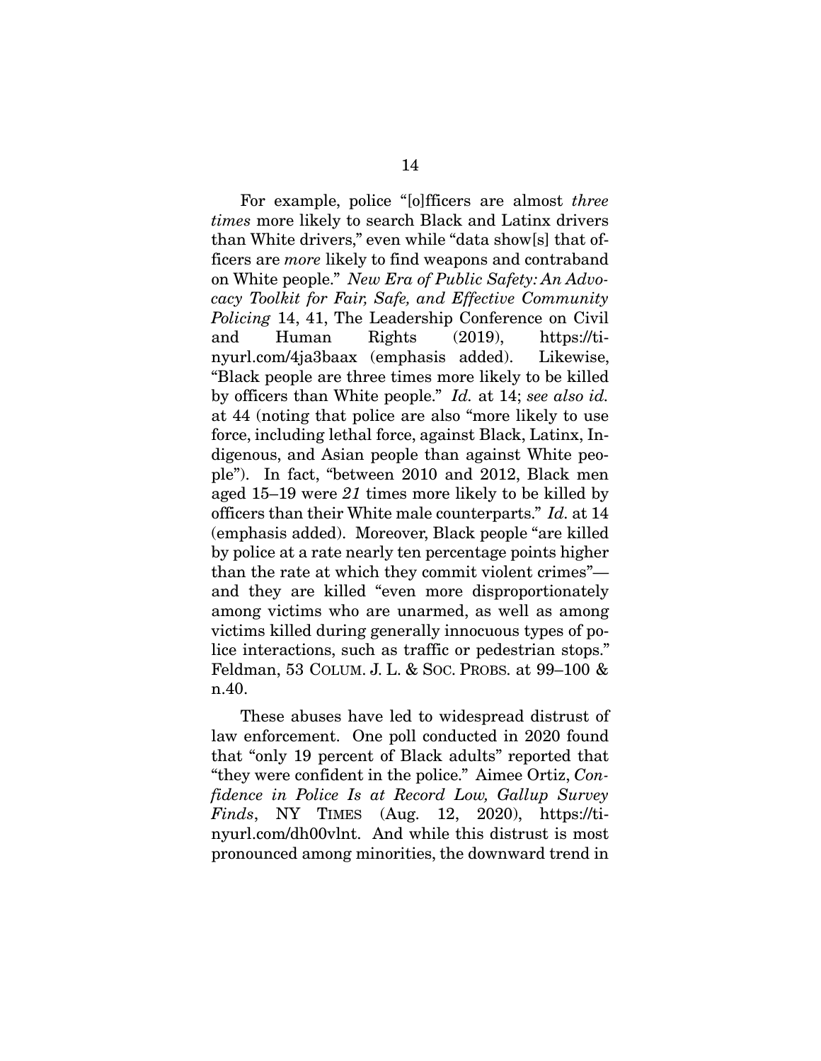For example, police "[o]fficers are almost *three times* more likely to search Black and Latinx drivers than White drivers," even while "data show[s] that officers are *more* likely to find weapons and contraband on White people." *New Era of Public Safety: An Advocacy Toolkit for Fair, Safe, and Effective Community Policing* 14, 41, The Leadership Conference on Civil and Human Rights (2019), https://tinyurl.com/4ja3baax (emphasis added). Likewise, "Black people are three times more likely to be killed by officers than White people." *Id.* at 14; *see also id.* at 44 (noting that police are also "more likely to use force, including lethal force, against Black, Latinx, Indigenous, and Asian people than against White people"). In fact, "between 2010 and 2012, Black men aged 15–19 were *21* times more likely to be killed by officers than their White male counterparts." *Id.* at 14 (emphasis added). Moreover, Black people "are killed by police at a rate nearly ten percentage points higher than the rate at which they commit violent crimes"—and they are killed "even more disproportionately among victims who are unarmed, as well as among victims killed during generally innocuous types of police interactions, such as traffic or pedestrian stops." Feldman, 53 COLUM. J. L. & SOC. PROBS. at 99–100 & n.40.

These abuses have led to widespread distrust of law enforcement. One poll conducted in 2020 found that "only 19 percent of Black adults" reported that "they were confident in the police." Aimee Ortiz, *Confidence in Police Is at Record Low, Gallup Survey Finds*, NY TIMES (Aug. 12, 2020), https://tinyurl.com/dh00vlnt. And while this distrust is most pronounced among minorities, the downward trend in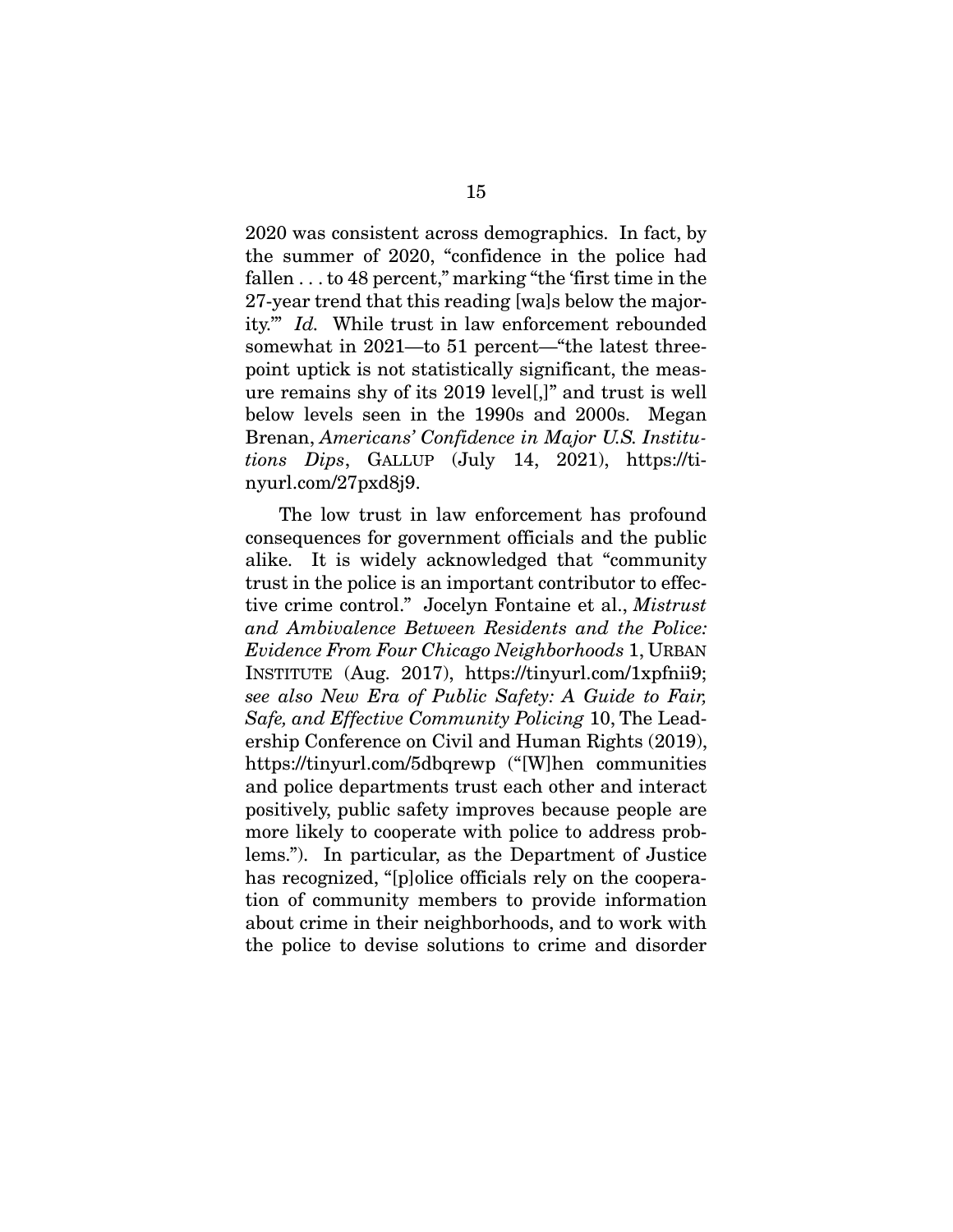2020 was consistent across demographics. In fact, by the summer of 2020, "confidence in the police had fallen . . . to 48 percent," marking "the 'first time in the 27-year trend that this reading [wa]s below the majority.'" *Id.* While trust in law enforcement rebounded somewhat in 2021—to 51 percent—"the latest three-point uptick is not statistically significant, the measure remains shy of its 2019 level[,]" and trust is well below levels seen in the 1990s and 2000s. Megan Brenan, *Americans' Confidence in Major U.S. Institutions Dips*, GALLUP (July 14, 2021), https://tinyurl.com/27pxd8j9.

The low trust in law enforcement has profound consequences for government officials and the public alike. It is widely acknowledged that "community trust in the police is an important contributor to effective crime control." Jocelyn Fontaine et al., *Mistrust and Ambivalence Between Residents and the Police: Evidence From Four Chicago Neighborhoods* 1, URBAN INSTITUTE (Aug. 2017), https://tinyurl.com/1xpfnii9; *see also New Era of Public Safety: A Guide to Fair, Safe, and Effective Community Policing* 10, The Leadership Conference on Civil and Human Rights (2019), https://tinyurl.com/5dbqrewp ("[W]hen communities and police departments trust each other and interact positively, public safety improves because people are more likely to cooperate with police to address problems."). In particular, as the Department of Justice has recognized, "[p]olice officials rely on the cooperation of community members to provide information about crime in their neighborhoods, and to work with the police to devise solutions to crime and disorder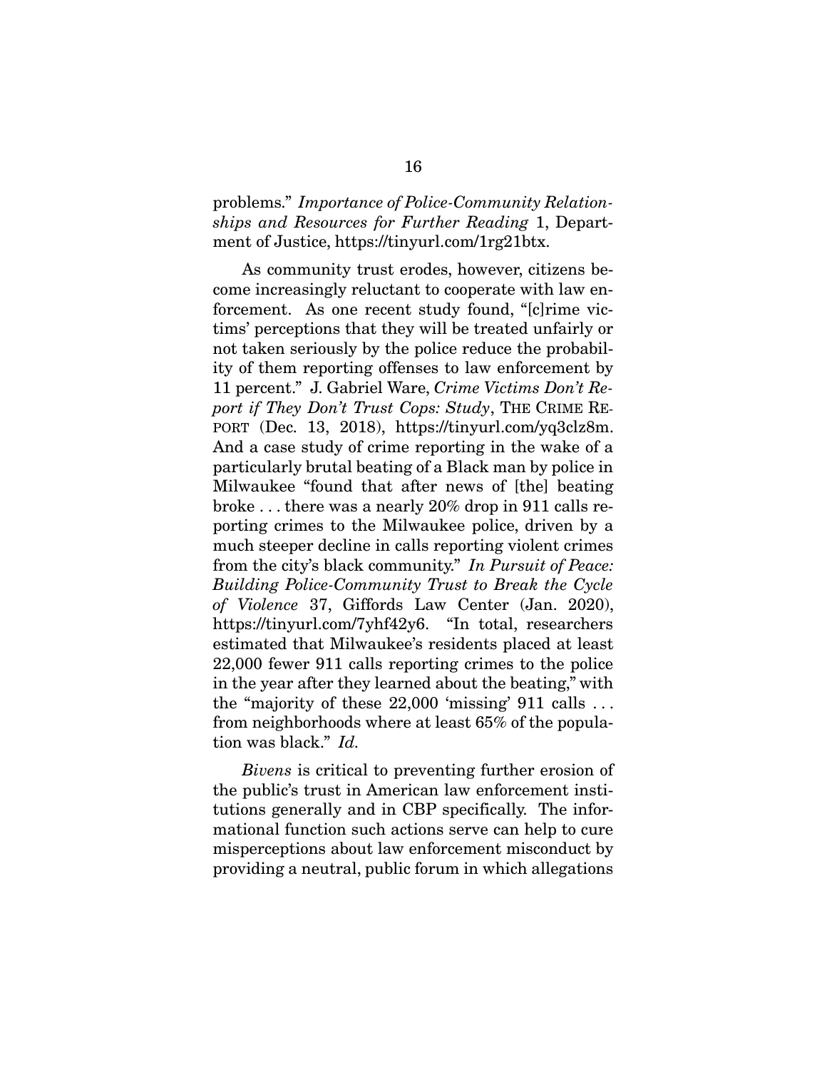problems." *Importance of Police-Community Relationships and Resources for Further Reading* 1, Department of Justice, https://tinyurl.com/1rg21btx.

As community trust erodes, however, citizens become increasingly reluctant to cooperate with law enforcement. As one recent study found, "[c]rime victims' perceptions that they will be treated unfairly or not taken seriously by the police reduce the probability of them reporting offenses to law enforcement by 11 percent." J. Gabriel Ware, *Crime Victims Don't Report if They Don't Trust Cops: Study*, THE CRIME REPORT (Dec. 13, 2018), https://tinyurl.com/yq3clz8m. And a case study of crime reporting in the wake of a particularly brutal beating of a Black man by police in Milwaukee "found that after news of [the] beating broke . . . there was a nearly 20% drop in 911 calls reporting crimes to the Milwaukee police, driven by a much steeper decline in calls reporting violent crimes from the city's black community." *In Pursuit of Peace: Building Police-Community Trust to Break the Cycle of Violence* 37, Giffords Law Center (Jan. 2020), https://tinyurl.com/7yhf42y6. "In total, researchers estimated that Milwaukee's residents placed at least 22,000 fewer 911 calls reporting crimes to the police in the year after they learned about the beating," with the "majority of these 22,000 'missing' 911 calls . . . from neighborhoods where at least 65% of the population was black." *Id.*

*Bivens* is critical to preventing further erosion of the public's trust in American law enforcement institutions generally and in CBP specifically. The informational function such actions serve can help to cure misperceptions about law enforcement misconduct by providing a neutral, public forum in which allegations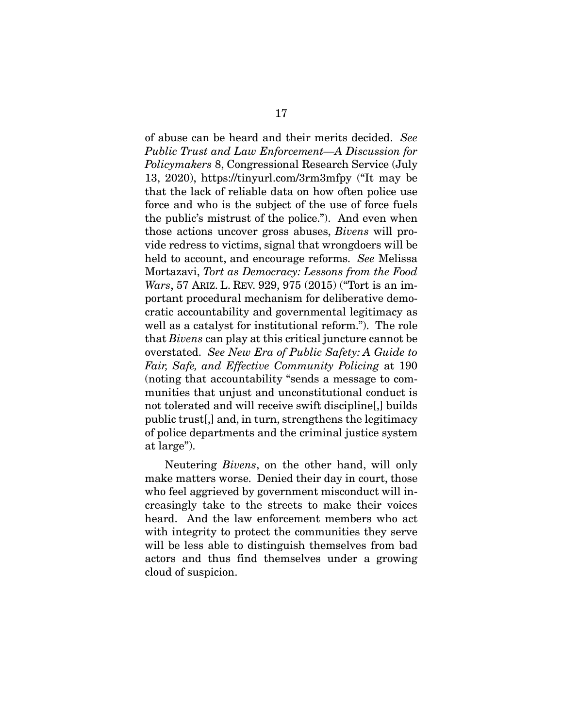of abuse can be heard and their merits decided. *See Public Trust and Law Enforcement—A Discussion for Policymakers* 8, Congressional Research Service (July 13, 2020), https://tinyurl.com/3rm3mfpy ("It may be that the lack of reliable data on how often police use force and who is the subject of the use of force fuels the public's mistrust of the police."). And even when those actions uncover gross abuses, *Bivens* will provide redress to victims, signal that wrongdoers will be held to account, and encourage reforms. *See* Melissa Mortazavi, *Tort as Democracy: Lessons from the Food Wars*, 57 ARIZ. L. REV. 929, 975 (2015) ("Tort is an important procedural mechanism for deliberative democratic accountability and governmental legitimacy as well as a catalyst for institutional reform."). The role that *Bivens* can play at this critical juncture cannot be overstated. *See New Era of Public Safety: A Guide to Fair, Safe, and Effective Community Policing* at 190 (noting that accountability "sends a message to communities that unjust and unconstitutional conduct is not tolerated and will receive swift discipline[,] builds public trust[,] and, in turn, strengthens the legitimacy of police departments and the criminal justice system at large").

Neutering *Bivens*, on the other hand, will only make matters worse. Denied their day in court, those who feel aggrieved by government misconduct will increasingly take to the streets to make their voices heard. And the law enforcement members who act with integrity to protect the communities they serve will be less able to distinguish themselves from bad actors and thus find themselves under a growing cloud of suspicion.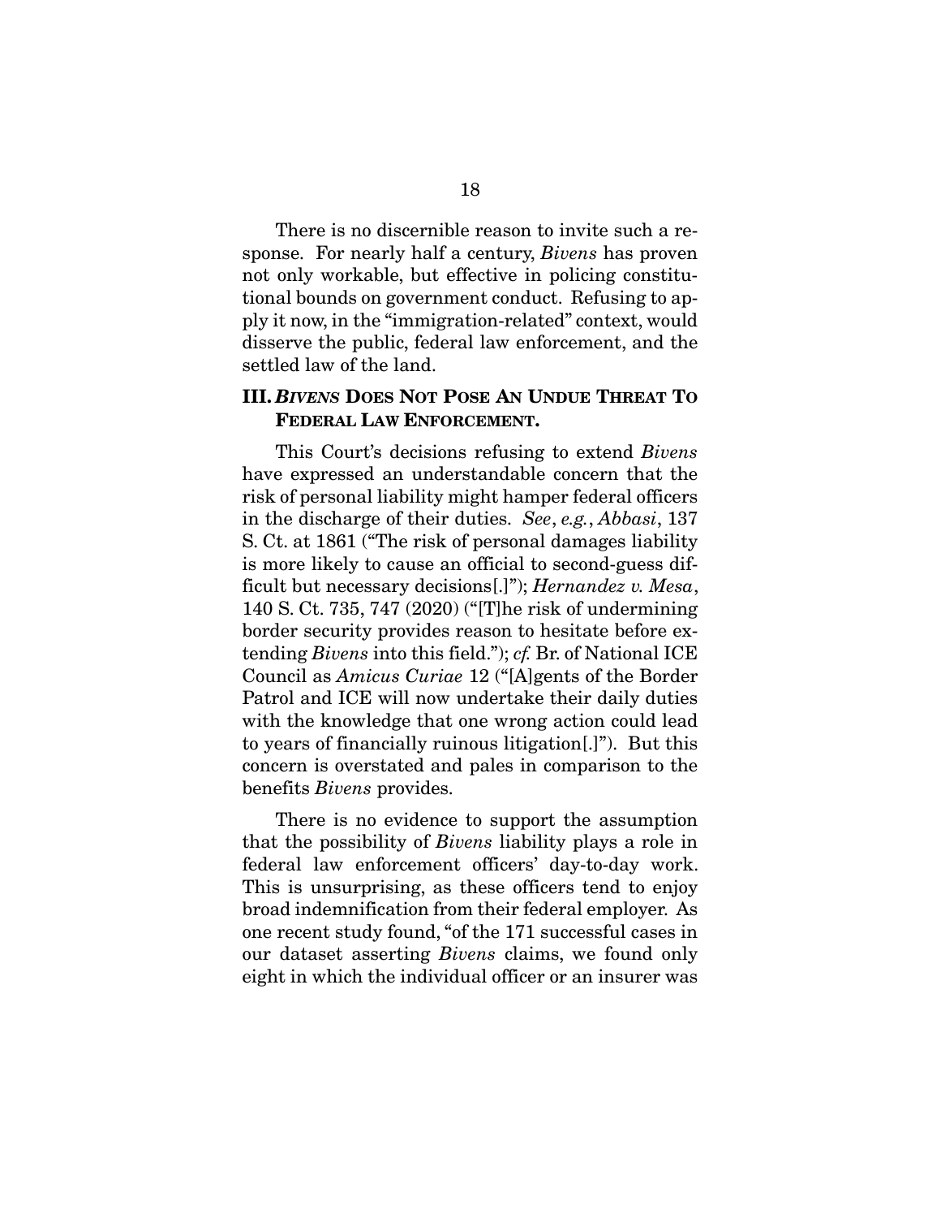There is no discernible reason to invite such a response. For nearly half a century, *Bivens* has proven not only workable, but effective in policing constitutional bounds on government conduct. Refusing to apply it now, in the "immigration-related" context, would disserve the public, federal law enforcement, and the settled law of the land.

## III. *BIVENS* DOES NOT POSE AN UNDUE THREAT TO FEDERAL LAW ENFORCEMENT.

This Court's decisions refusing to extend *Bivens* have expressed an understandable concern that the risk of personal liability might hamper federal officers in the discharge of their duties. *See*, *e.g.*, *Abbasi*, 137 S. Ct. at 1861 ("The risk of personal damages liability is more likely to cause an official to second-guess difficult but necessary decisions[.]"); *Hernandez v. Mesa*, 140 S. Ct. 735, 747 (2020) ("[T]he risk of undermining border security provides reason to hesitate before extending *Bivens* into this field."); *cf.* Br. of National ICE Council as *Amicus Curiae* 12 ("[A]gents of the Border Patrol and ICE will now undertake their daily duties with the knowledge that one wrong action could lead to years of financially ruinous litigation[.]"). But this concern is overstated and pales in comparison to the benefits *Bivens* provides.

There is no evidence to support the assumption that the possibility of *Bivens* liability plays a role in federal law enforcement officers' day-to-day work. This is unsurprising, as these officers tend to enjoy broad indemnification from their federal employer. As one recent study found, "of the 171 successful cases in our dataset asserting *Bivens* claims, we found only eight in which the individual officer or an insurer was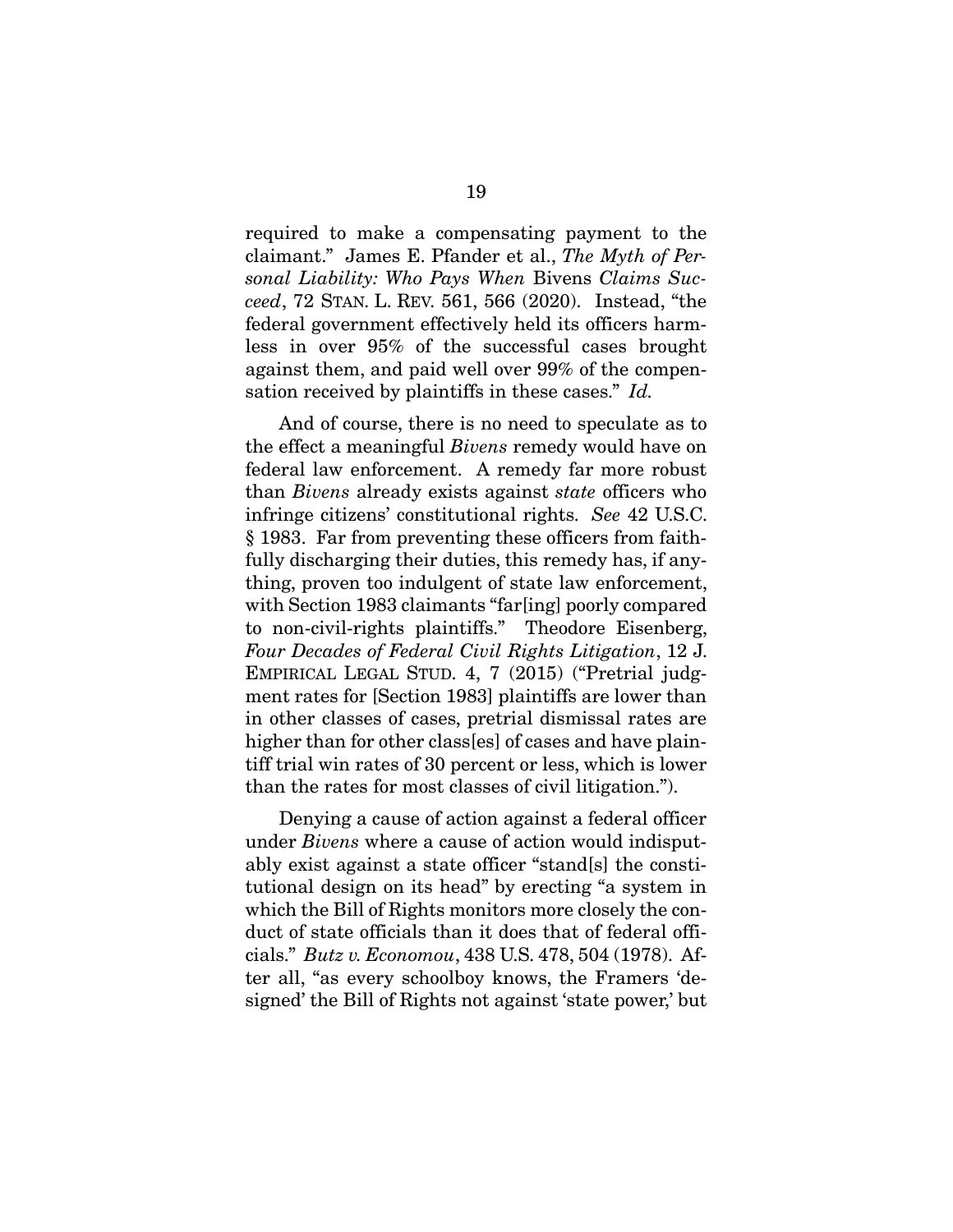required to make a compensating payment to the claimant." James E. Pfander et al., *The Myth of Personal Liability: Who Pays When* Bivens *Claims Succeed*, 72 STAN. L. REV. 561, 566 (2020). Instead, "the federal government effectively held its officers harmless in over 95% of the successful cases brought against them, and paid well over 99% of the compensation received by plaintiffs in these cases." *Id.*

And of course, there is no need to speculate as to the effect a meaningful *Bivens* remedy would have on federal law enforcement. A remedy far more robust than *Bivens* already exists against *state* officers who infringe citizens' constitutional rights. *See* 42 U.S.C. § 1983. Far from preventing these officers from faithfully discharging their duties, this remedy has, if anything, proven too indulgent of state law enforcement, with Section 1983 claimants "far[ing] poorly compared to non-civil-rights plaintiffs." Theodore Eisenberg, *Four Decades of Federal Civil Rights Litigation*, 12 J. EMPIRICAL LEGAL STUD. 4, 7 (2015) ("Pretrial judgment rates for [Section 1983] plaintiffs are lower than in other classes of cases, pretrial dismissal rates are higher than for other class[es] of cases and have plaintiff trial win rates of 30 percent or less, which is lower than the rates for most classes of civil litigation.").

Denying a cause of action against a federal officer under *Bivens* where a cause of action would indisputably exist against a state officer "stand[s] the constitutional design on its head" by erecting "a system in which the Bill of Rights monitors more closely the conduct of state officials than it does that of federal officials." *Butz v. Economou*, 438 U.S. 478, 504 (1978). After all, "as every schoolboy knows, the Framers 'designed' the Bill of Rights not against 'state power,' but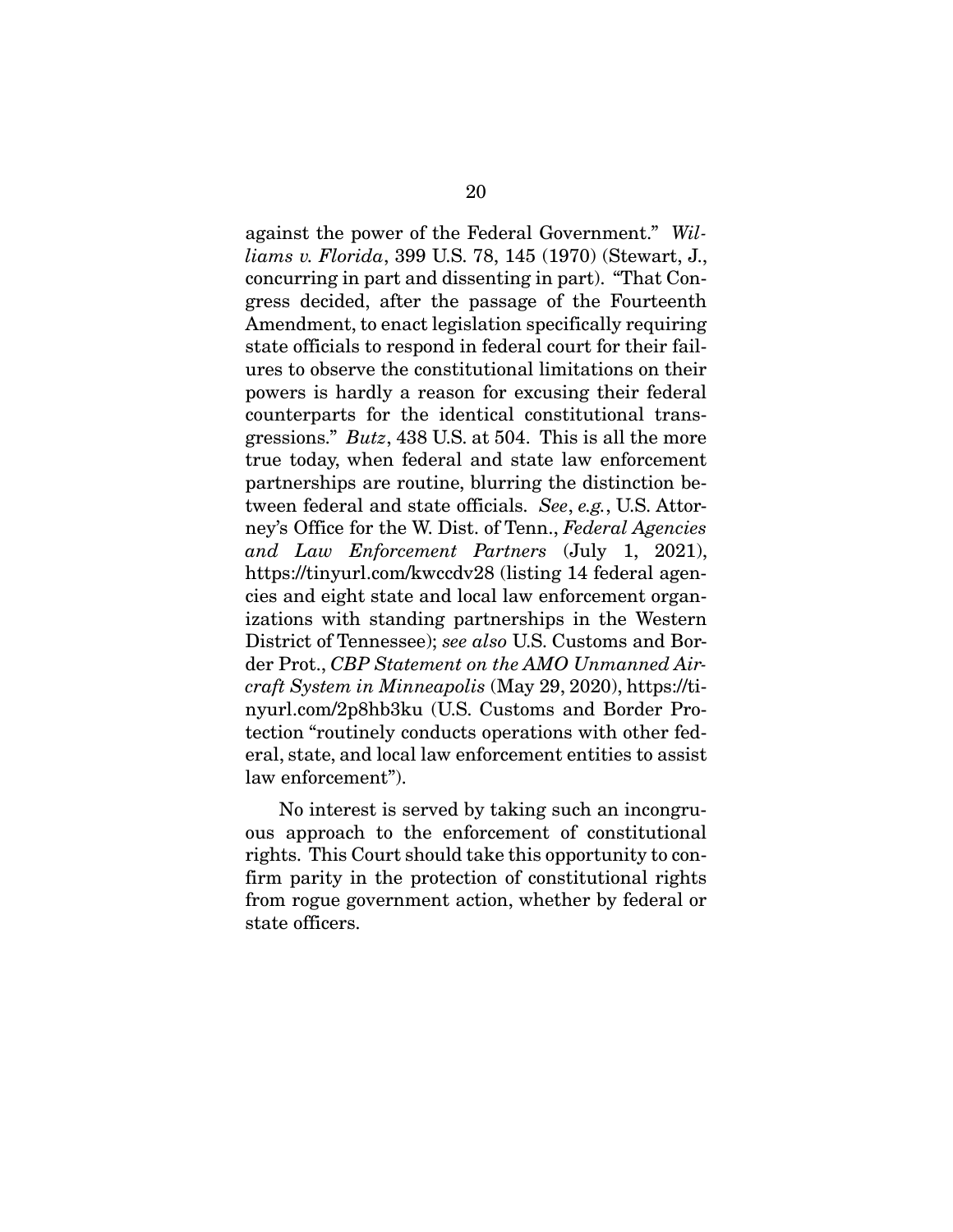against the power of the Federal Government." *Williams v. Florida*, 399 U.S. 78, 145 (1970) (Stewart, J., concurring in part and dissenting in part). "That Congress decided, after the passage of the Fourteenth Amendment, to enact legislation specifically requiring state officials to respond in federal court for their failures to observe the constitutional limitations on their powers is hardly a reason for excusing their federal counterparts for the identical constitutional transgressions." *Butz*, 438 U.S. at 504. This is all the more true today, when federal and state law enforcement partnerships are routine, blurring the distinction between federal and state officials. *See*, *e.g.*, U.S. Attorney's Office for the W. Dist. of Tenn., *Federal Agencies and Law Enforcement Partners* (July 1, 2021), https://tinyurl.com/kwccdv28 (listing 14 federal agencies and eight state and local law enforcement organizations with standing partnerships in the Western District of Tennessee); *see also* U.S. Customs and Border Prot., *CBP Statement on the AMO Unmanned Aircraft System in Minneapolis* (May 29, 2020), https://tinyurl.com/2p8hb3ku (U.S. Customs and Border Protection "routinely conducts operations with other federal, state, and local law enforcement entities to assist law enforcement").

No interest is served by taking such an incongruous approach to the enforcement of constitutional rights. This Court should take this opportunity to confirm parity in the protection of constitutional rights from rogue government action, whether by federal or state officers.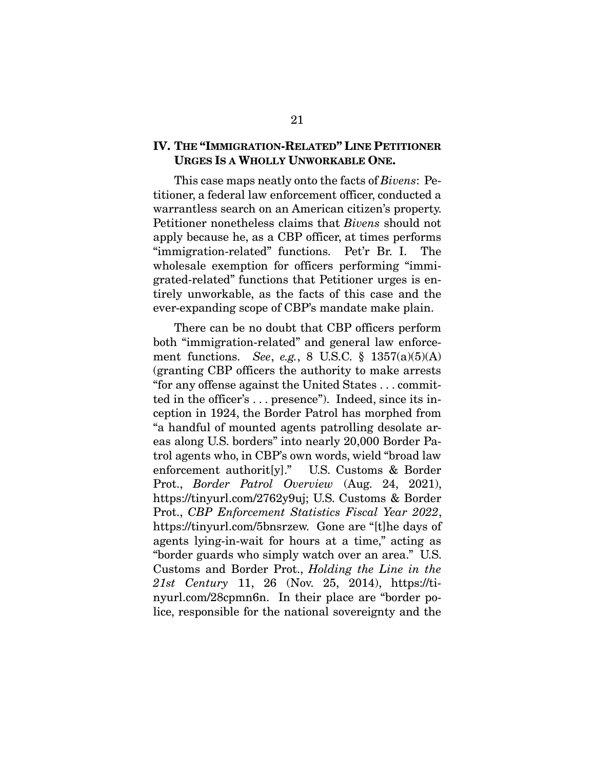## IV. THE "IMMIGRATION-RELATED" LINE PETITIONER URGES IS A WHOLLY UNWORKABLE ONE.

This case maps neatly onto the facts of *Bivens*: Petitioner, a federal law enforcement officer, conducted a warrantless search on an American citizen's property. Petitioner nonetheless claims that *Bivens* should not apply because he, as a CBP officer, at times performs "immigration-related" functions. Pet'r Br. I. The wholesale exemption for officers performing "immigrated-related" functions that Petitioner urges is entirely unworkable, as the facts of this case and the ever-expanding scope of CBP's mandate make plain.

There can be no doubt that CBP officers perform both "immigration-related" and general law enforcement functions. *See*, *e.g.*, 8 U.S.C. § 1357(a)(5)(A) (granting CBP officers the authority to make arrests "for any offense against the United States . . . committed in the officer's . . . presence"). Indeed, since its inception in 1924, the Border Patrol has morphed from "a handful of mounted agents patrolling desolate areas along U.S. borders" into nearly 20,000 Border Patrol agents who, in CBP's own words, wield "broad law enforcement authorit[y]." U.S. Customs & Border Prot., *Border Patrol Overview* (Aug. 24, 2021), https://tinyurl.com/2762y9uj; U.S. Customs & Border Prot., *CBP Enforcement Statistics Fiscal Year 2022*, https://tinyurl.com/5bnsrzew. Gone are "[t]he days of agents lying-in-wait for hours at a time," acting as "border guards who simply watch over an area." U.S. Customs and Border Prot., *Holding the Line in the 21st Century* 11, 26 (Nov. 25, 2014), https://tinyurl.com/28cpmn6n. In their place are "border police, responsible for the national sovereignty and the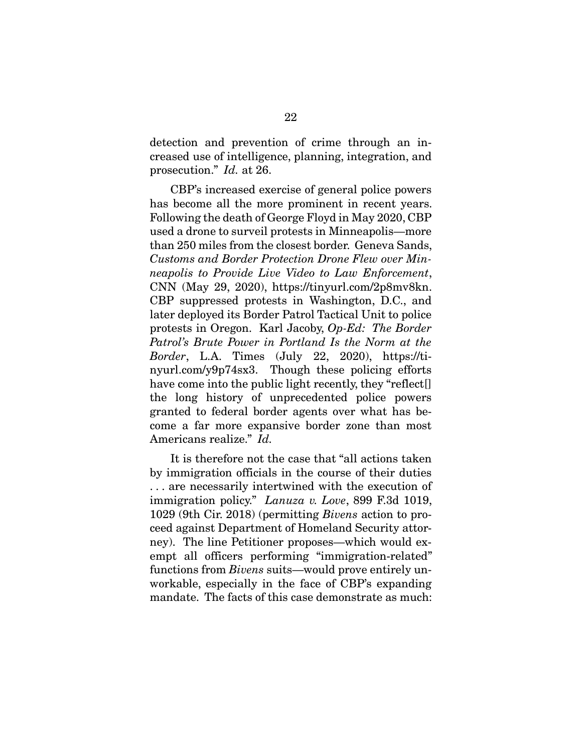detection and prevention of crime through an increased use of intelligence, planning, integration, and prosecution." *Id.* at 26.

CBP's increased exercise of general police powers has become all the more prominent in recent years. Following the death of George Floyd in May 2020, CBP used a drone to surveil protests in Minneapolis—more than 250 miles from the closest border. Geneva Sands, *Customs and Border Protection Drone Flew over Minneapolis to Provide Live Video to Law Enforcement*, CNN (May 29, 2020), https://tinyurl.com/2p8mv8kn. CBP suppressed protests in Washington, D.C., and later deployed its Border Patrol Tactical Unit to police protests in Oregon. Karl Jacoby, *Op-Ed: The Border Patrol's Brute Power in Portland Is the Norm at the Border*, L.A. Times (July 22, 2020), https://tinyurl.com/y9p74sx3. Though these policing efforts have come into the public light recently, they "reflect[] the long history of unprecedented police powers granted to federal border agents over what has become a far more expansive border zone than most Americans realize." *Id.*

It is therefore not the case that "all actions taken by immigration officials in the course of their duties . . . are necessarily intertwined with the execution of immigration policy." *Lanuza v. Love*, 899 F.3d 1019, 1029 (9th Cir. 2018) (permitting *Bivens* action to proceed against Department of Homeland Security attorney). The line Petitioner proposes—which would exempt all officers performing "immigration-related" functions from *Bivens* suits—would prove entirely unworkable, especially in the face of CBP's expanding mandate. The facts of this case demonstrate as much: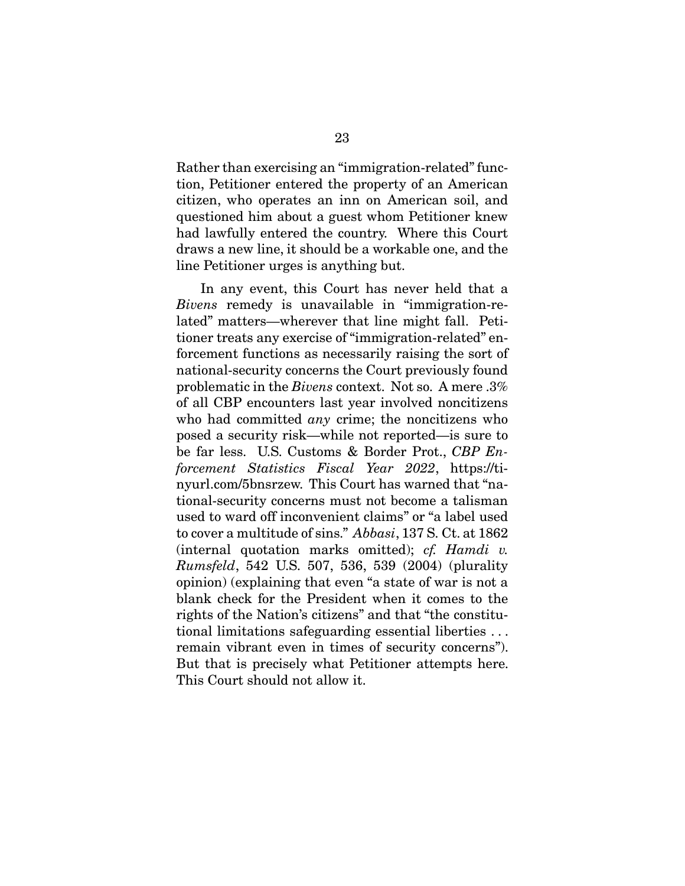Rather than exercising an "immigration-related" function, Petitioner entered the property of an American citizen, who operates an inn on American soil, and questioned him about a guest whom Petitioner knew had lawfully entered the country. Where this Court draws a new line, it should be a workable one, and the line Petitioner urges is anything but.

In any event, this Court has never held that a *Bivens* remedy is unavailable in "immigration-related" matters—wherever that line might fall. Petitioner treats any exercise of "immigration-related" enforcement functions as necessarily raising the sort of national-security concerns the Court previously found problematic in the *Bivens* context. Not so. A mere .3% of all CBP encounters last year involved noncitizens who had committed *any* crime; the noncitizens who posed a security risk—while not reported—is sure to be far less. U.S. Customs & Border Prot., *CBP Enforcement Statistics Fiscal Year 2022*, https://tinyurl.com/5bnsrzew. This Court has warned that "national-security concerns must not become a talisman used to ward off inconvenient claims" or "a label used to cover a multitude of sins." *Abbasi*, 137 S. Ct. at 1862 (internal quotation marks omitted); *cf. Hamdi v. Rumsfeld*, 542 U.S. 507, 536, 539 (2004) (plurality opinion) (explaining that even "a state of war is not a blank check for the President when it comes to the rights of the Nation's citizens" and that "the constitutional limitations safeguarding essential liberties . . . remain vibrant even in times of security concerns"). But that is precisely what Petitioner attempts here. This Court should not allow it.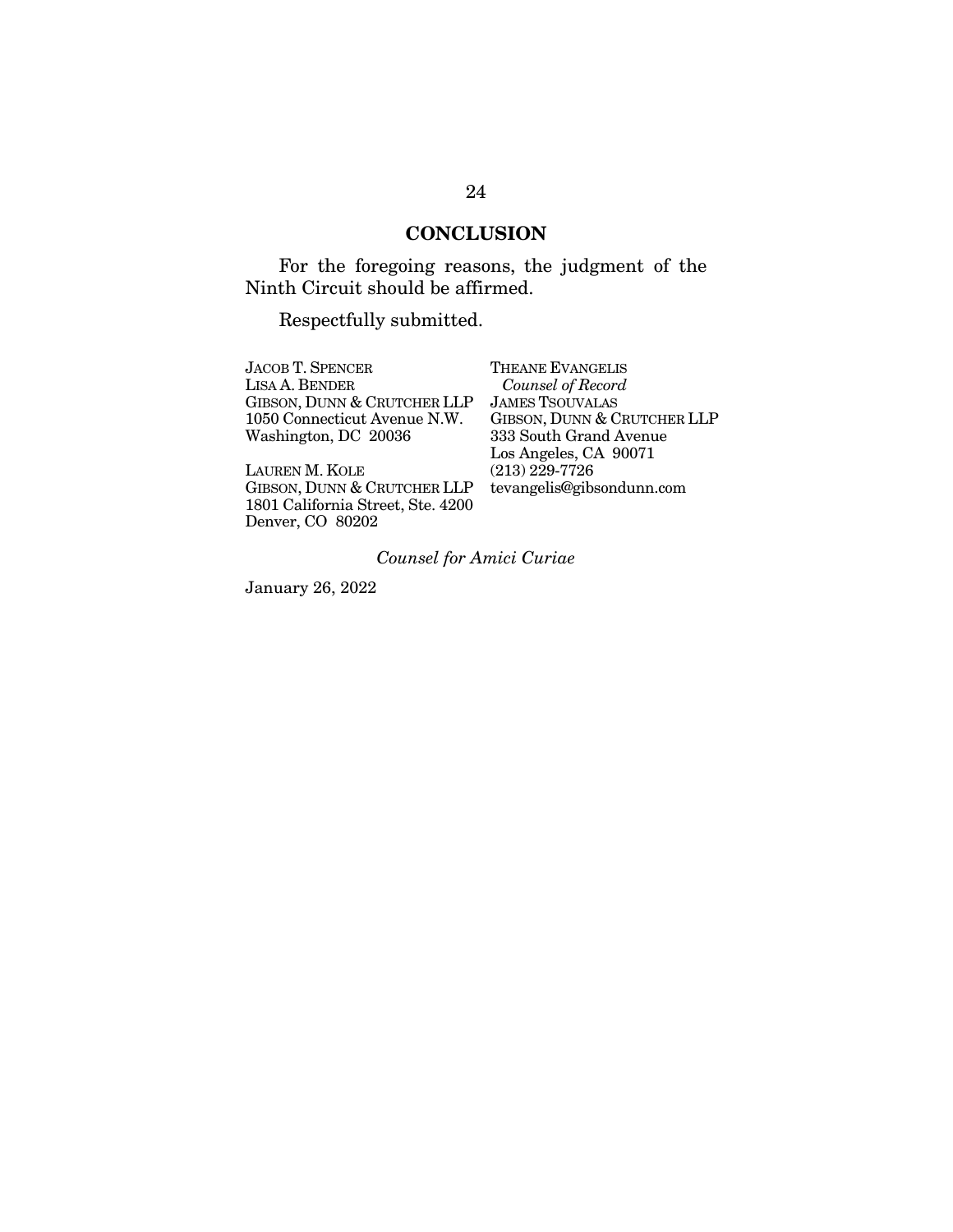## CONCLUSION

For the foregoing reasons, the judgment of the Ninth Circuit should be affirmed.

Respectfully submitted.

JACOB T. SPENCER
LISA A. BENDER
GIBSON, DUNN & CRUTCHER LLP
1050 Connecticut Avenue N.W.
Washington, DC 20036

LAUREN M. KOLE
GIBSON, DUNN & CRUTCHER LLP
1801 California Street, Ste. 4200
Denver, CO 80202

THEANE EVANGELIS
*Counsel of Record*
JAMES TSOUVALAS
GIBSON, DUNN & CRUTCHER LLP
333 South Grand Avenue
Los Angeles, CA 90071
(213) 229-7726
tevangelis@gibsondunn.com

*Counsel for Amici Curiae*

January 26, 2022